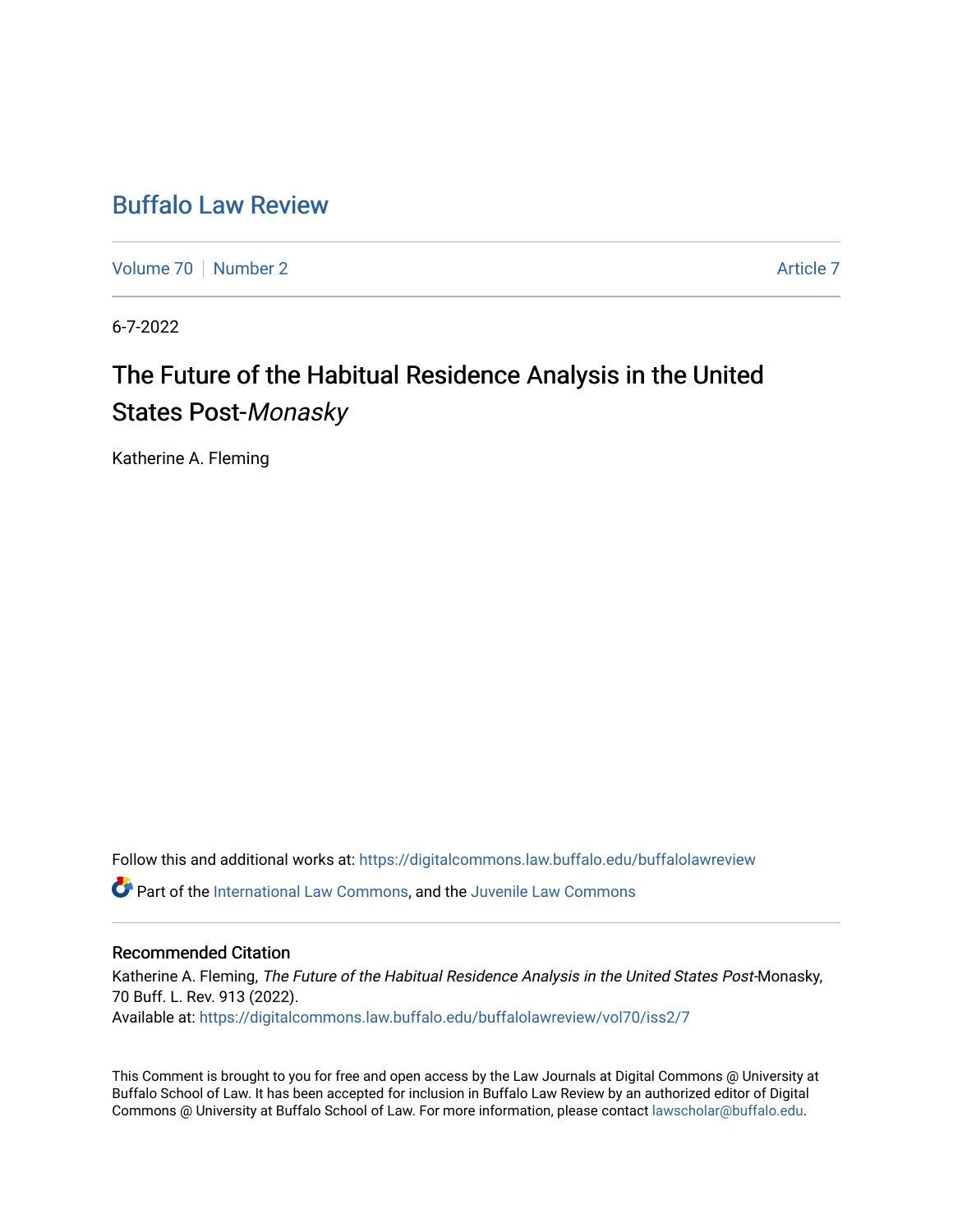# Buffalo Law Review

Volume 70 | Number 2 — Article 7

6-7-2022

## The Future of the Habitual Residence Analysis in the United States Post-*Monasky*

Katherine A. Fleming

Follow this and additional works at: https://digitalcommons.law.buffalo.edu/buffalolawreview

Part of the International Law Commons, and the Juvenile Law Commons

### Recommended Citation

Katherine A. Fleming, *The Future of the Habitual Residence Analysis in the United States Post*-Monasky, 70 Buff. L. Rev. 913 (2022).
Available at: https://digitalcommons.law.buffalo.edu/buffalolawreview/vol70/iss2/7

This Comment is brought to you for free and open access by the Law Journals at Digital Commons @ University at Buffalo School of Law. It has been accepted for inclusion in Buffalo Law Review by an authorized editor of Digital Commons @ University at Buffalo School of Law. For more information, please contact lawscholar@buffalo.edu.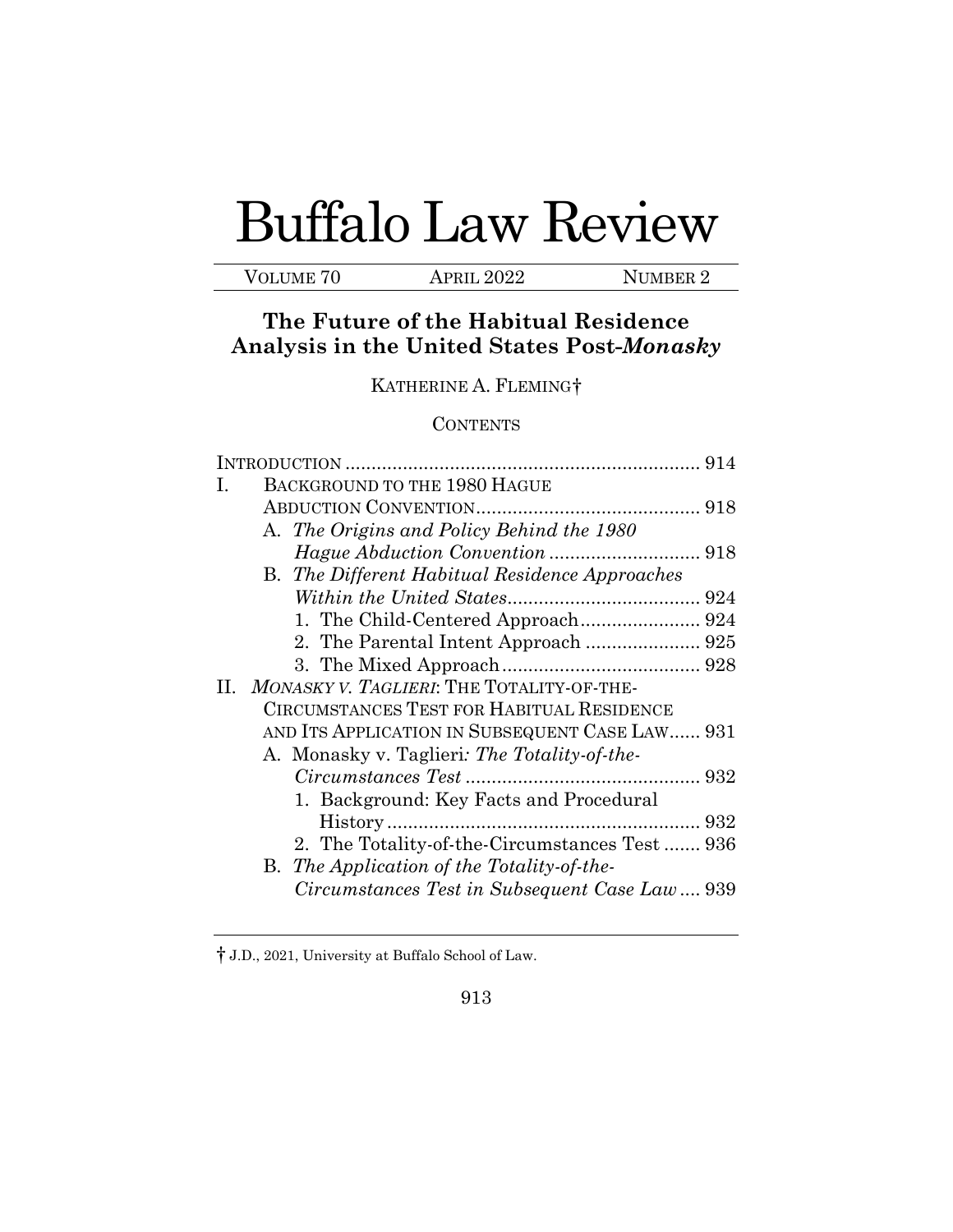# Buffalo Law Review

VOLUME 70 APRIL 2022 NUMBER 2

## The Future of the Habitual Residence Analysis in the United States Post-*Monasky*

KATHERINE A. FLEMING†

CONTENTS

INTRODUCTION .................................................................... 914

I. BACKGROUND TO THE 1980 HAGUE ABDUCTION CONVENTION........................................... 918

- A. *The Origins and Policy Behind the 1980 Hague Abduction Convention* ............................ 918
- B. *The Different Habitual Residence Approaches Within the United States*..................................... 924
  1. The Child-Centered Approach....................... 924
  2. The Parental Intent Approach ...................... 925
  3. The Mixed Approach...................................... 928

II. *MONASKY V. TAGLIERI*: THE TOTALITY-OF-THE-CIRCUMSTANCES TEST FOR HABITUAL RESIDENCE AND ITS APPLICATION IN SUBSEQUENT CASE LAW...... 931

- A. Monasky v. Taglieri*: The Totality-of-the-Circumstances Test* ............................................. 932
  1. Background: Key Facts and Procedural History ............................................................ 932
  2. The Totality-of-the-Circumstances Test ....... 936
- B. *The Application of the Totality-of-the-Circumstances Test in Subsequent Case Law* .... 939

† J.D., 2021, University at Buffalo School of Law.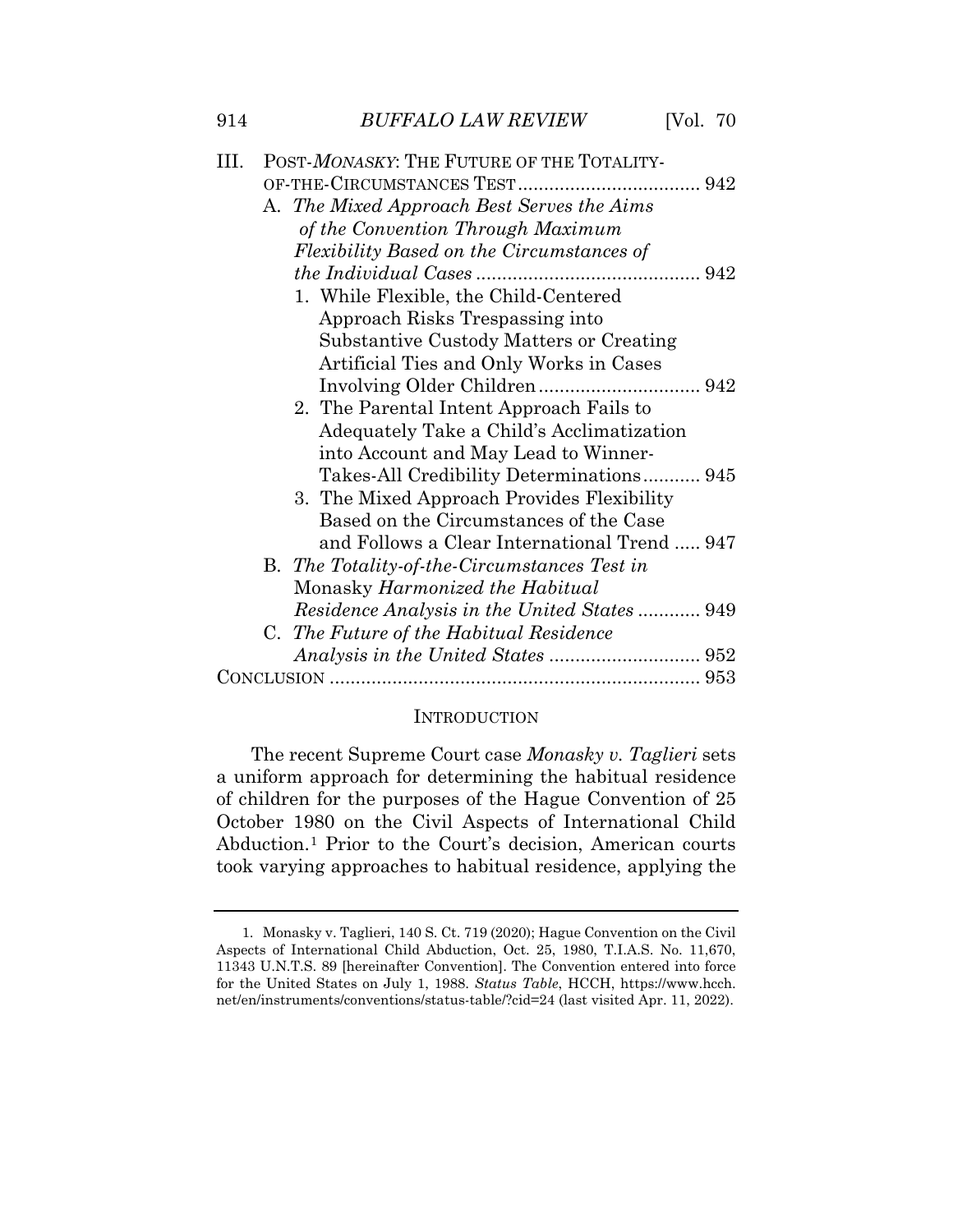III. POST-*MONASKY*: THE FUTURE OF THE TOTALITY-OF-THE-CIRCUMSTANCES TEST .................................. 942
   A. *The Mixed Approach Best Serves the Aims of the Convention Through Maximum Flexibility Based on the Circumstances of the Individual Cases* .......................................... 942
      1. While Flexible, the Child-Centered Approach Risks Trespassing into Substantive Custody Matters or Creating Artificial Ties and Only Works in Cases Involving Older Children .............................. 942
      2. The Parental Intent Approach Fails to Adequately Take a Child's Acclimatization into Account and May Lead to Winner-Takes-All Credibility Determinations........... 945
      3. The Mixed Approach Provides Flexibility Based on the Circumstances of the Case and Follows a Clear International Trend ..... 947
   B. *The Totality-of-the-Circumstances Test in* Monasky *Harmonized the Habitual Residence Analysis in the United States* ............ 949
   C. *The Future of the Habitual Residence Analysis in the United States* ............................ 952
CONCLUSION ...................................................................... 953

## INTRODUCTION

The recent Supreme Court case *Monasky v. Taglieri* sets a uniform approach for determining the habitual residence of children for the purposes of the Hague Convention of 25 October 1980 on the Civil Aspects of International Child Abduction.[1] Prior to the Court's decision, American courts took varying approaches to habitual residence, applying the

1. Monasky v. Taglieri, 140 S. Ct. 719 (2020); Hague Convention on the Civil Aspects of International Child Abduction, Oct. 25, 1980, T.I.A.S. No. 11,670, 11343 U.N.T.S. 89 [hereinafter Convention]. The Convention entered into force for the United States on July 1, 1988. *Status Table*, HCCH, https://www.hcch.net/en/instruments/conventions/status-table/?cid=24 (last visited Apr. 11, 2022).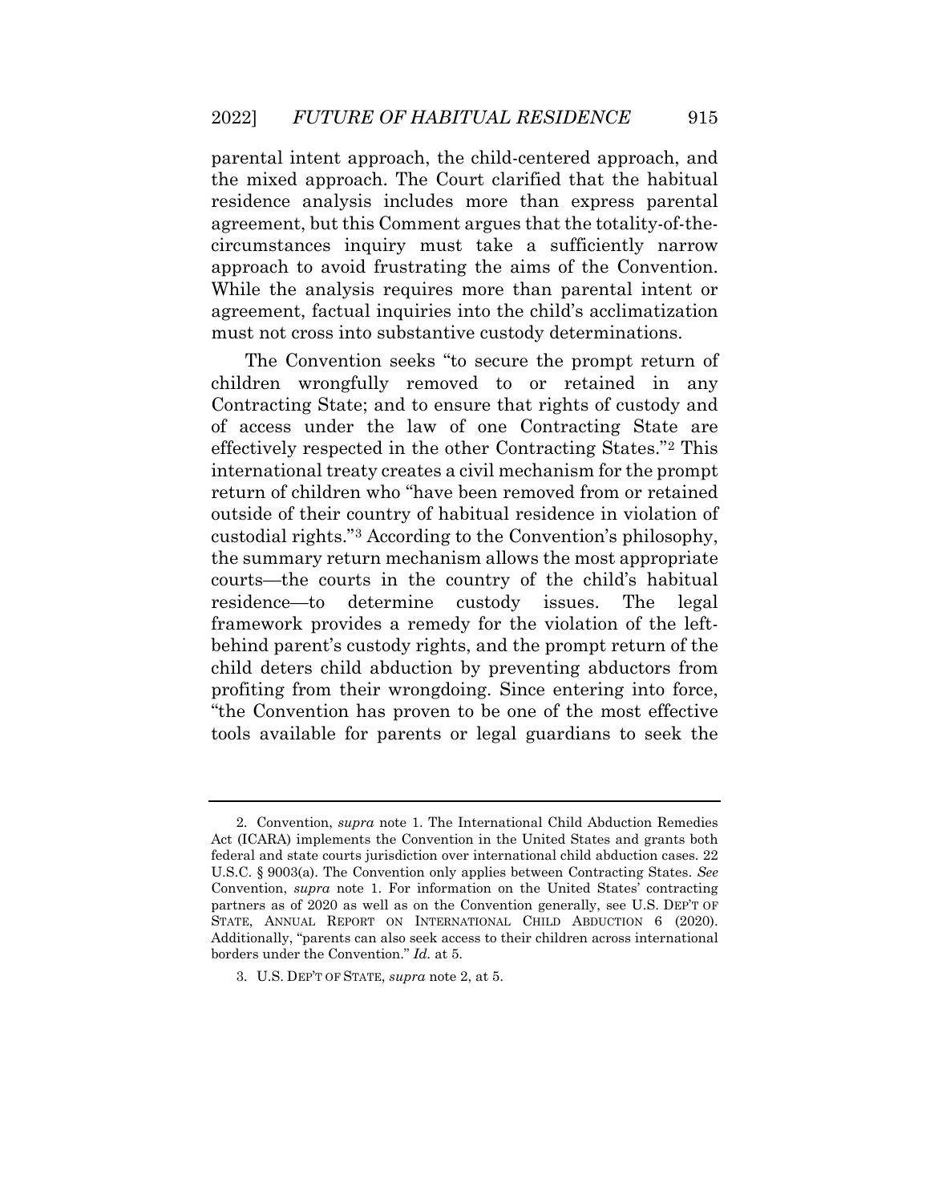parental intent approach, the child-centered approach, and the mixed approach. The Court clarified that the habitual residence analysis includes more than express parental agreement, but this Comment argues that the totality-of-the-circumstances inquiry must take a sufficiently narrow approach to avoid frustrating the aims of the Convention. While the analysis requires more than parental intent or agreement, factual inquiries into the child's acclimatization must not cross into substantive custody determinations.

The Convention seeks "to secure the prompt return of children wrongfully removed to or retained in any Contracting State; and to ensure that rights of custody and of access under the law of one Contracting State are effectively respected in the other Contracting States."[2] This international treaty creates a civil mechanism for the prompt return of children who "have been removed from or retained outside of their country of habitual residence in violation of custodial rights."[3] According to the Convention's philosophy, the summary return mechanism allows the most appropriate courts—the courts in the country of the child's habitual residence—to determine custody issues. The legal framework provides a remedy for the violation of the left-behind parent's custody rights, and the prompt return of the child deters child abduction by preventing abductors from profiting from their wrongdoing. Since entering into force, "the Convention has proven to be one of the most effective tools available for parents or legal guardians to seek the

---

2. Convention, *supra* note 1. The International Child Abduction Remedies Act (ICARA) implements the Convention in the United States and grants both federal and state courts jurisdiction over international child abduction cases. 22 U.S.C. § 9003(a). The Convention only applies between Contracting States. *See* Convention, *supra* note 1. For information on the United States' contracting partners as of 2020 as well as on the Convention generally, see U.S. DEP'T OF STATE, ANNUAL REPORT ON INTERNATIONAL CHILD ABDUCTION 6 (2020). Additionally, "parents can also seek access to their children across international borders under the Convention." *Id.* at 5.

3. U.S. DEP'T OF STATE, *supra* note 2, at 5.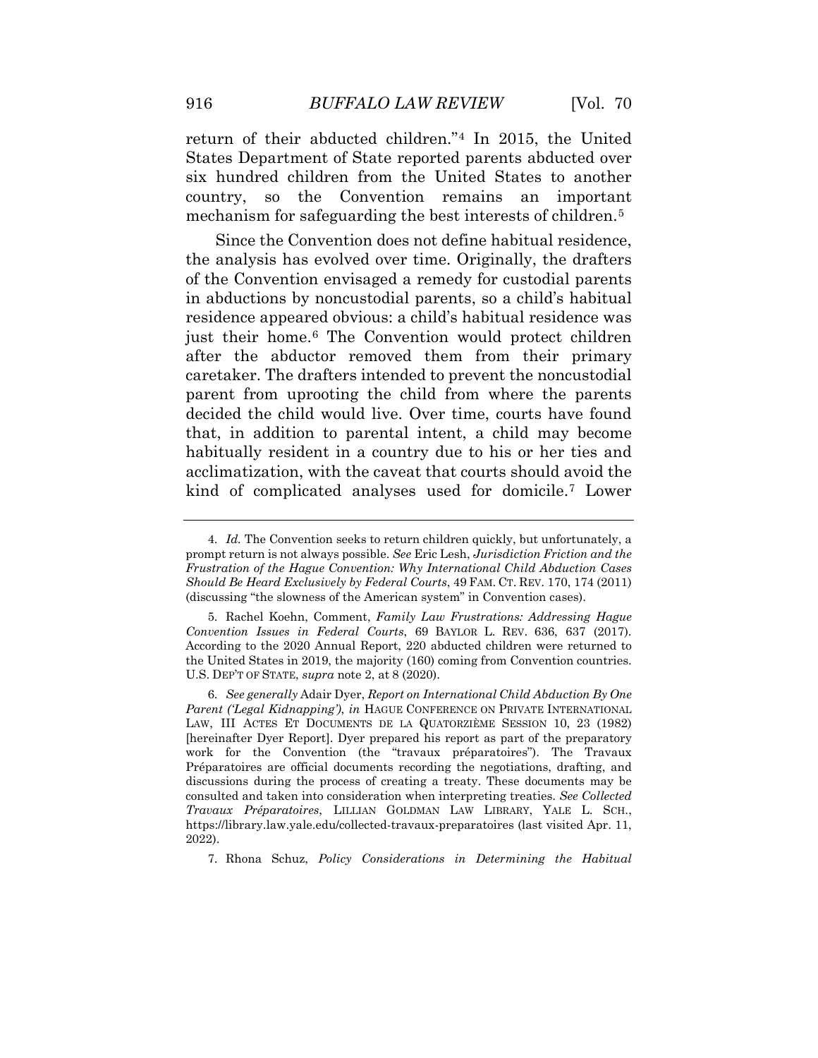return of their abducted children."[4] In 2015, the United States Department of State reported parents abducted over six hundred children from the United States to another country, so the Convention remains an important mechanism for safeguarding the best interests of children.[5]

Since the Convention does not define habitual residence, the analysis has evolved over time. Originally, the drafters of the Convention envisaged a remedy for custodial parents in abductions by noncustodial parents, so a child's habitual residence appeared obvious: a child's habitual residence was just their home.[6] The Convention would protect children after the abductor removed them from their primary caretaker. The drafters intended to prevent the noncustodial parent from uprooting the child from where the parents decided the child would live. Over time, courts have found that, in addition to parental intent, a child may become habitually resident in a country due to his or her ties and acclimatization, with the caveat that courts should avoid the kind of complicated analyses used for domicile.[7] Lower

---

4. *Id.* The Convention seeks to return children quickly, but unfortunately, a prompt return is not always possible. *See* Eric Lesh, *Jurisdiction Friction and the Frustration of the Hague Convention: Why International Child Abduction Cases Should Be Heard Exclusively by Federal Courts*, 49 FAM. CT. REV. 170, 174 (2011) (discussing "the slowness of the American system" in Convention cases).

5. Rachel Koehn, Comment, *Family Law Frustrations: Addressing Hague Convention Issues in Federal Courts*, 69 BAYLOR L. REV. 636, 637 (2017). According to the 2020 Annual Report, 220 abducted children were returned to the United States in 2019, the majority (160) coming from Convention countries. U.S. DEP'T OF STATE, *supra* note 2, at 8 (2020).

6. *See generally* Adair Dyer, *Report on International Child Abduction By One Parent ('Legal Kidnapping')*, *in* HAGUE CONFERENCE ON PRIVATE INTERNATIONAL LAW, III ACTES ET DOCUMENTS DE LA QUATORZIÈME SESSION 10, 23 (1982) [hereinafter Dyer Report]. Dyer prepared his report as part of the preparatory work for the Convention (the "travaux préparatoires"). The Travaux Préparatoires are official documents recording the negotiations, drafting, and discussions during the process of creating a treaty. These documents may be consulted and taken into consideration when interpreting treaties. *See Collected Travaux Préparatoires*, LILLIAN GOLDMAN LAW LIBRARY, YALE L. SCH., https://library.law.yale.edu/collected-travaux-preparatoires (last visited Apr. 11, 2022).

7. Rhona Schuz, *Policy Considerations in Determining the Habitual*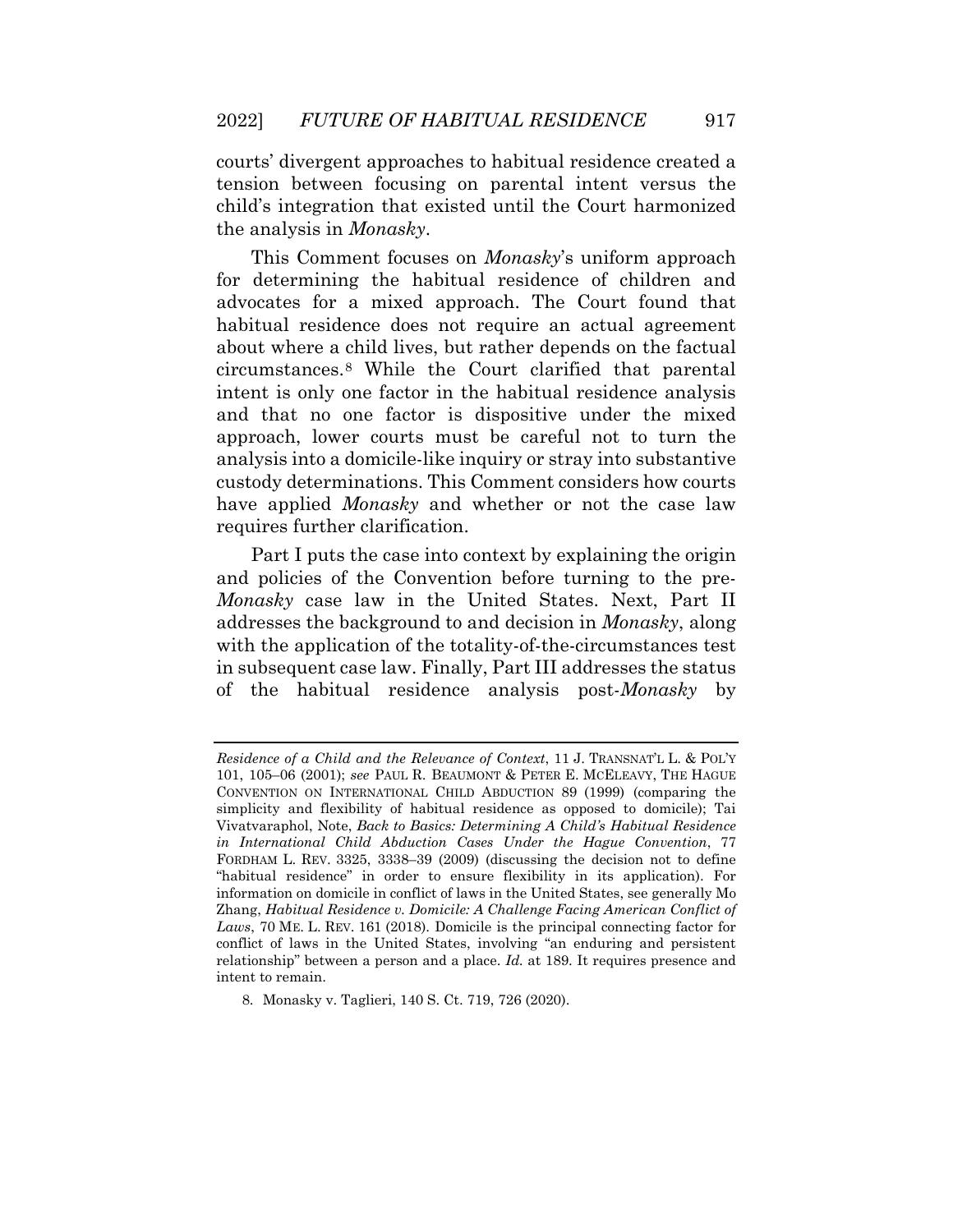courts' divergent approaches to habitual residence created a tension between focusing on parental intent versus the child's integration that existed until the Court harmonized the analysis in *Monasky*.

This Comment focuses on *Monasky*'s uniform approach for determining the habitual residence of children and advocates for a mixed approach. The Court found that habitual residence does not require an actual agreement about where a child lives, but rather depends on the factual circumstances.[8] While the Court clarified that parental intent is only one factor in the habitual residence analysis and that no one factor is dispositive under the mixed approach, lower courts must be careful not to turn the analysis into a domicile-like inquiry or stray into substantive custody determinations. This Comment considers how courts have applied *Monasky* and whether or not the case law requires further clarification.

Part I puts the case into context by explaining the origin and policies of the Convention before turning to the pre-*Monasky* case law in the United States. Next, Part II addresses the background to and decision in *Monasky*, along with the application of the totality-of-the-circumstances test in subsequent case law. Finally, Part III addresses the status of the habitual residence analysis post-*Monasky* by

---

*Residence of a Child and the Relevance of Context*, 11 J. TRANSNAT'L L. & POL'Y 101, 105–06 (2001); *see* PAUL R. BEAUMONT & PETER E. MCELEAVY, THE HAGUE CONVENTION ON INTERNATIONAL CHILD ABDUCTION 89 (1999) (comparing the simplicity and flexibility of habitual residence as opposed to domicile); Tai Vivatvaraphol, Note, *Back to Basics: Determining A Child's Habitual Residence in International Child Abduction Cases Under the Hague Convention*, 77 FORDHAM L. REV. 3325, 3338–39 (2009) (discussing the decision not to define "habitual residence" in order to ensure flexibility in its application). For information on domicile in conflict of laws in the United States, see generally Mo Zhang, *Habitual Residence v. Domicile: A Challenge Facing American Conflict of Laws*, 70 ME. L. REV. 161 (2018). Domicile is the principal connecting factor for conflict of laws in the United States, involving "an enduring and persistent relationship" between a person and a place. *Id.* at 189. It requires presence and intent to remain.

8. Monasky v. Taglieri, 140 S. Ct. 719, 726 (2020).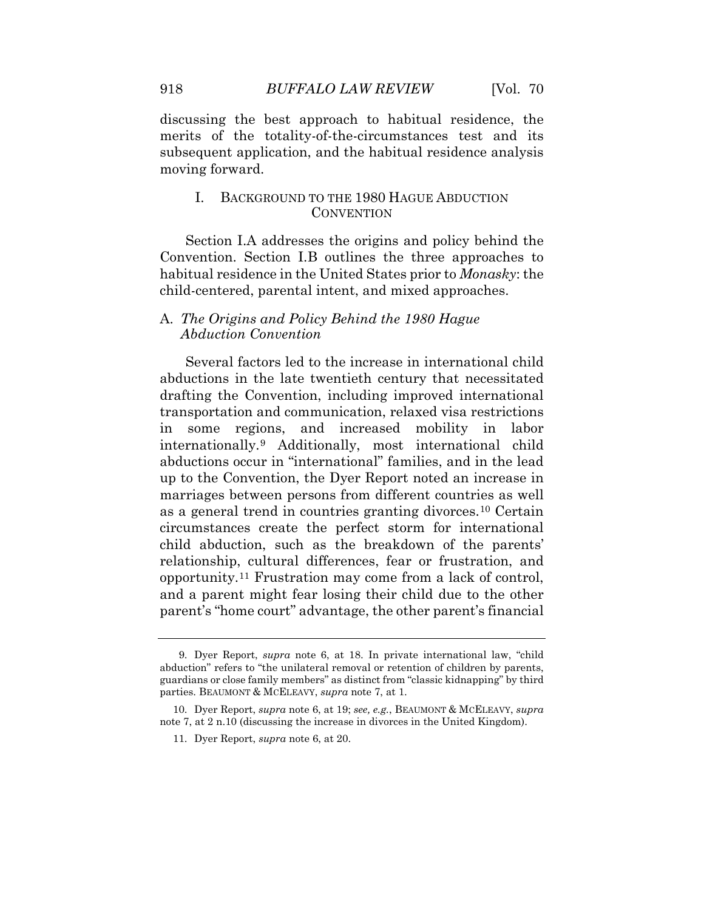discussing the best approach to habitual residence, the merits of the totality-of-the-circumstances test and its subsequent application, and the habitual residence analysis moving forward.

## I. BACKGROUND TO THE 1980 HAGUE ABDUCTION CONVENTION

Section I.A addresses the origins and policy behind the Convention. Section I.B outlines the three approaches to habitual residence in the United States prior to *Monasky*: the child-centered, parental intent, and mixed approaches.

### A. *The Origins and Policy Behind the 1980 Hague Abduction Convention*

Several factors led to the increase in international child abductions in the late twentieth century that necessitated drafting the Convention, including improved international transportation and communication, relaxed visa restrictions in some regions, and increased mobility in labor internationally.[9] Additionally, most international child abductions occur in "international" families, and in the lead up to the Convention, the Dyer Report noted an increase in marriages between persons from different countries as well as a general trend in countries granting divorces.[10] Certain circumstances create the perfect storm for international child abduction, such as the breakdown of the parents' relationship, cultural differences, fear or frustration, and opportunity.[11] Frustration may come from a lack of control, and a parent might fear losing their child due to the other parent's "home court" advantage, the other parent's financial

---

9. Dyer Report, *supra* note 6, at 18. In private international law, "child abduction" refers to "the unilateral removal or retention of children by parents, guardians or close family members" as distinct from "classic kidnapping" by third parties. BEAUMONT & MCELEAVY, *supra* note 7, at 1.

10. Dyer Report, *supra* note 6, at 19; *see, e.g.*, BEAUMONT & MCELEAVY, *supra* note 7, at 2 n.10 (discussing the increase in divorces in the United Kingdom).

11. Dyer Report, *supra* note 6, at 20.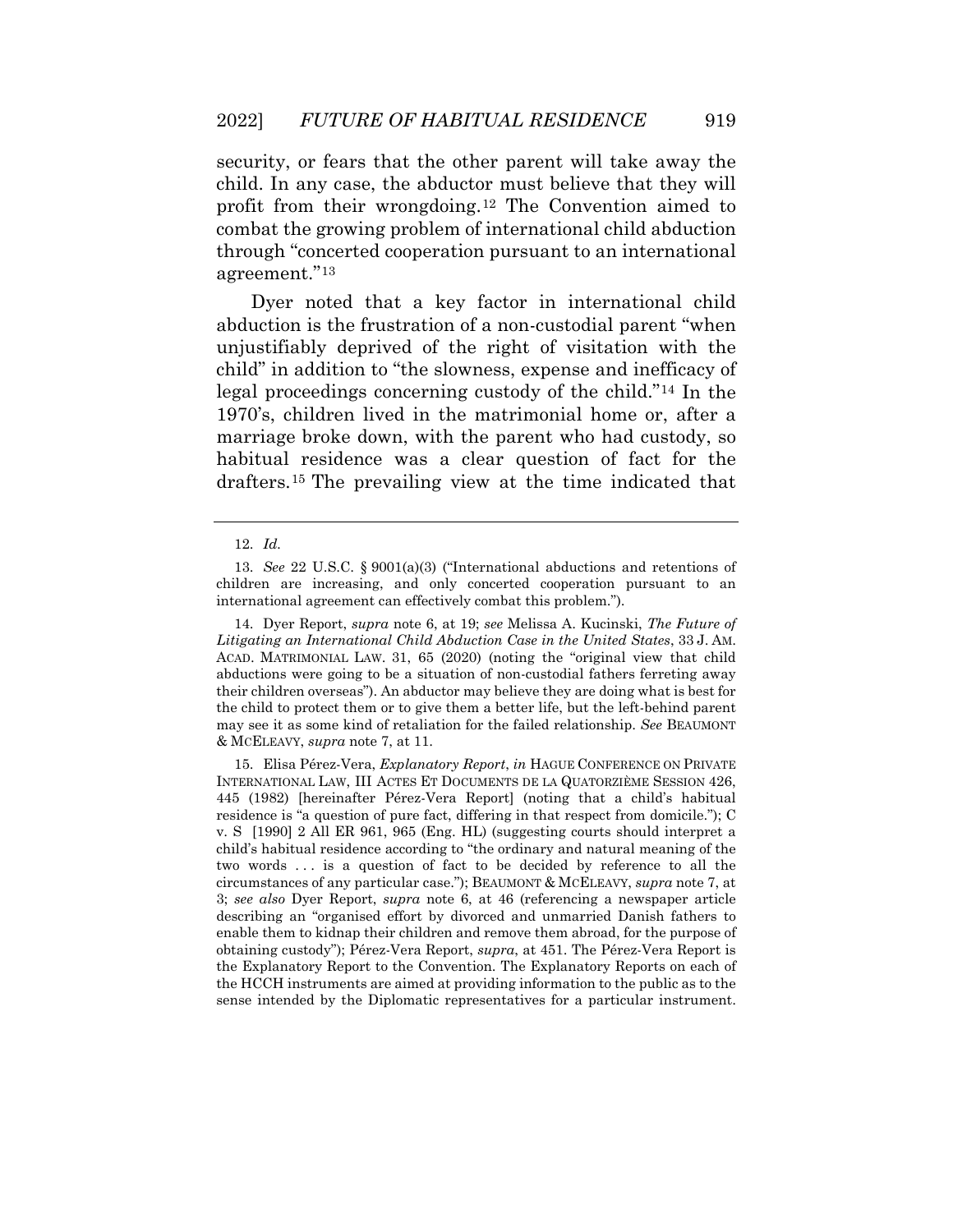security, or fears that the other parent will take away the child. In any case, the abductor must believe that they will profit from their wrongdoing.[12] The Convention aimed to combat the growing problem of international child abduction through "concerted cooperation pursuant to an international agreement."[13]

Dyer noted that a key factor in international child abduction is the frustration of a non-custodial parent "when unjustifiably deprived of the right of visitation with the child" in addition to "the slowness, expense and inefficacy of legal proceedings concerning custody of the child."[14] In the 1970's, children lived in the matrimonial home or, after a marriage broke down, with the parent who had custody, so habitual residence was a clear question of fact for the drafters.[15] The prevailing view at the time indicated that

---

12. *Id.*

13. *See* 22 U.S.C. § 9001(a)(3) ("International abductions and retentions of children are increasing, and only concerted cooperation pursuant to an international agreement can effectively combat this problem.").

14. Dyer Report, *supra* note 6, at 19; *see* Melissa A. Kucinski, *The Future of Litigating an International Child Abduction Case in the United States*, 33 J. AM. ACAD. MATRIMONIAL LAW. 31, 65 (2020) (noting the "original view that child abductions were going to be a situation of non-custodial fathers ferreting away their children overseas"). An abductor may believe they are doing what is best for the child to protect them or to give them a better life, but the left-behind parent may see it as some kind of retaliation for the failed relationship. *See* BEAUMONT & MCELEAVY, *supra* note 7, at 11.

15. Elisa Pérez-Vera, *Explanatory Report*, *in* HAGUE CONFERENCE ON PRIVATE INTERNATIONAL LAW, III ACTES ET DOCUMENTS DE LA QUATORZIÈME SESSION 426, 445 (1982) [hereinafter Pérez-Vera Report] (noting that a child's habitual residence is "a question of pure fact, differing in that respect from domicile."); C v. S [1990] 2 All ER 961, 965 (Eng. HL) (suggesting courts should interpret a child's habitual residence according to "the ordinary and natural meaning of the two words . . . is a question of fact to be decided by reference to all the circumstances of any particular case."); BEAUMONT & MCELEAVY, *supra* note 7, at 3; *see also* Dyer Report, *supra* note 6, at 46 (referencing a newspaper article describing an "organised effort by divorced and unmarried Danish fathers to enable them to kidnap their children and remove them abroad, for the purpose of obtaining custody"); Pérez-Vera Report, *supra*, at 451. The Pérez-Vera Report is the Explanatory Report to the Convention. The Explanatory Reports on each of the HCCH instruments are aimed at providing information to the public as to the sense intended by the Diplomatic representatives for a particular instrument.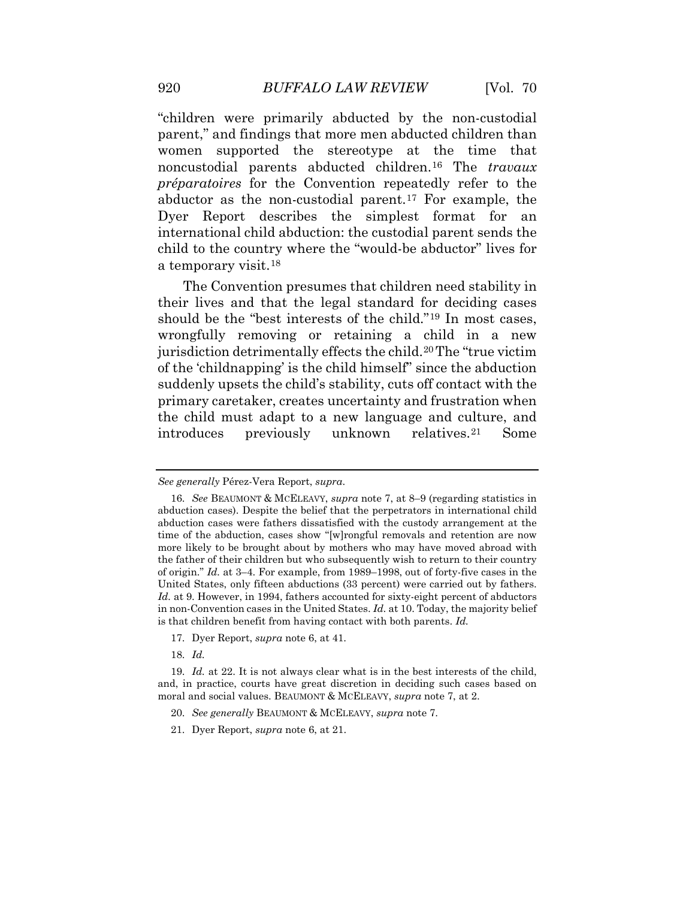"children were primarily abducted by the non-custodial parent," and findings that more men abducted children than women supported the stereotype at the time that noncustodial parents abducted children.[16] The *travaux préparatoires* for the Convention repeatedly refer to the abductor as the non-custodial parent.[17] For example, the Dyer Report describes the simplest format for an international child abduction: the custodial parent sends the child to the country where the "would-be abductor" lives for a temporary visit.[18]

The Convention presumes that children need stability in their lives and that the legal standard for deciding cases should be the "best interests of the child."[19] In most cases, wrongfully removing or retaining a child in a new jurisdiction detrimentally effects the child.[20] The "true victim of the 'childnapping' is the child himself" since the abduction suddenly upsets the child's stability, cuts off contact with the primary caretaker, creates uncertainty and frustration when the child must adapt to a new language and culture, and introduces previously unknown relatives.[21] Some

---

*See generally* Pérez-Vera Report, *supra*.

16. *See* BEAUMONT & MCELEAVY, *supra* note 7, at 8–9 (regarding statistics in abduction cases). Despite the belief that the perpetrators in international child abduction cases were fathers dissatisfied with the custody arrangement at the time of the abduction, cases show "[w]rongful removals and retention are now more likely to be brought about by mothers who may have moved abroad with the father of their children but who subsequently wish to return to their country of origin." *Id.* at 3–4. For example, from 1989–1998, out of forty-five cases in the United States, only fifteen abductions (33 percent) were carried out by fathers. *Id.* at 9. However, in 1994, fathers accounted for sixty-eight percent of abductors in non-Convention cases in the United States. *Id.* at 10. Today, the majority belief is that children benefit from having contact with both parents. *Id.*

17. Dyer Report, *supra* note 6, at 41.

18. *Id.*

19. *Id.* at 22. It is not always clear what is in the best interests of the child, and, in practice, courts have great discretion in deciding such cases based on moral and social values. BEAUMONT & MCELEAVY, *supra* note 7, at 2.

20. *See generally* BEAUMONT & MCELEAVY, *supra* note 7.

21. Dyer Report, *supra* note 6, at 21.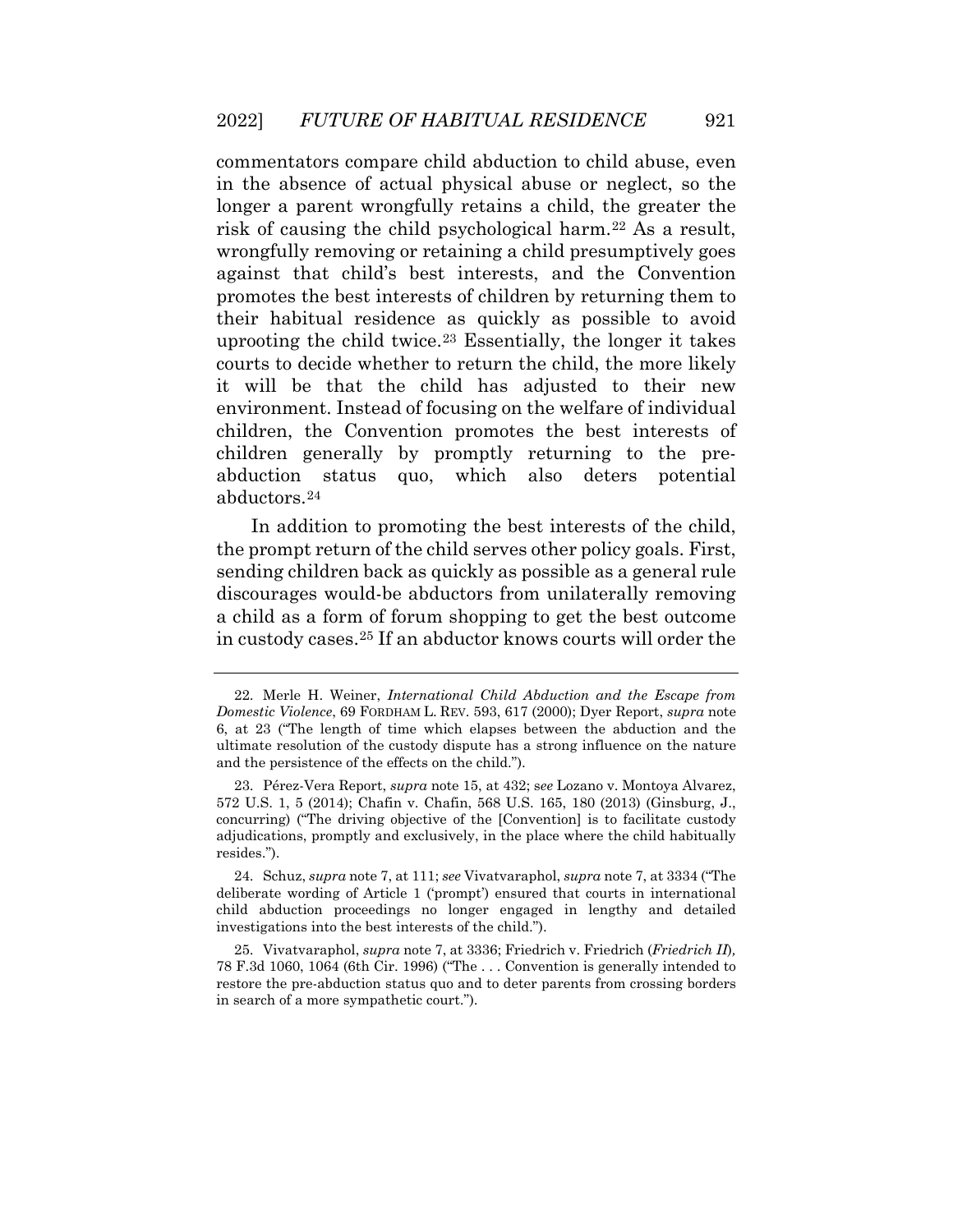commentators compare child abduction to child abuse, even in the absence of actual physical abuse or neglect, so the longer a parent wrongfully retains a child, the greater the risk of causing the child psychological harm.[22] As a result, wrongfully removing or retaining a child presumptively goes against that child's best interests, and the Convention promotes the best interests of children by returning them to their habitual residence as quickly as possible to avoid uprooting the child twice.[23] Essentially, the longer it takes courts to decide whether to return the child, the more likely it will be that the child has adjusted to their new environment. Instead of focusing on the welfare of individual children, the Convention promotes the best interests of children generally by promptly returning to the pre-abduction status quo, which also deters potential abductors.[24]

In addition to promoting the best interests of the child, the prompt return of the child serves other policy goals. First, sending children back as quickly as possible as a general rule discourages would-be abductors from unilaterally removing a child as a form of forum shopping to get the best outcome in custody cases.[25] If an abductor knows courts will order the

---

22. Merle H. Weiner, *International Child Abduction and the Escape from Domestic Violence*, 69 FORDHAM L. REV. 593, 617 (2000); Dyer Report, *supra* note 6, at 23 ("The length of time which elapses between the abduction and the ultimate resolution of the custody dispute has a strong influence on the nature and the persistence of the effects on the child.").

23. Pérez-Vera Report, *supra* note 15, at 432; *see* Lozano v. Montoya Alvarez, 572 U.S. 1, 5 (2014); Chafin v. Chafin, 568 U.S. 165, 180 (2013) (Ginsburg, J., concurring) ("The driving objective of the [Convention] is to facilitate custody adjudications, promptly and exclusively, in the place where the child habitually resides.").

24. Schuz, *supra* note 7, at 111; *see* Vivatvaraphol, *supra* note 7, at 3334 ("The deliberate wording of Article 1 ('prompt') ensured that courts in international child abduction proceedings no longer engaged in lengthy and detailed investigations into the best interests of the child.").

25. Vivatvaraphol, *supra* note 7, at 3336; Friedrich v. Friedrich (*Friedrich II*), 78 F.3d 1060, 1064 (6th Cir. 1996) ("The . . . Convention is generally intended to restore the pre-abduction status quo and to deter parents from crossing borders in search of a more sympathetic court.").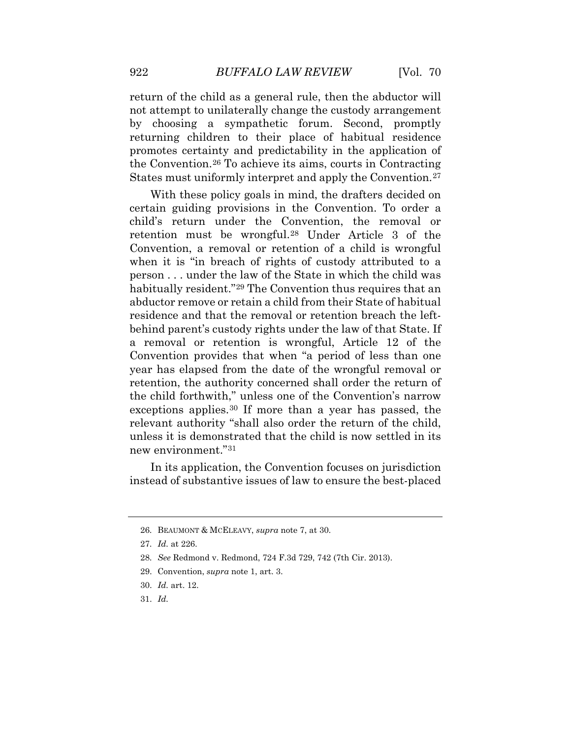return of the child as a general rule, then the abductor will not attempt to unilaterally change the custody arrangement by choosing a sympathetic forum. Second, promptly returning children to their place of habitual residence promotes certainty and predictability in the application of the Convention.[26] To achieve its aims, courts in Contracting States must uniformly interpret and apply the Convention.[27]

With these policy goals in mind, the drafters decided on certain guiding provisions in the Convention. To order a child's return under the Convention, the removal or retention must be wrongful.[28] Under Article 3 of the Convention, a removal or retention of a child is wrongful when it is "in breach of rights of custody attributed to a person . . . under the law of the State in which the child was habitually resident."[29] The Convention thus requires that an abductor remove or retain a child from their State of habitual residence and that the removal or retention breach the left-behind parent's custody rights under the law of that State. If a removal or retention is wrongful, Article 12 of the Convention provides that when "a period of less than one year has elapsed from the date of the wrongful removal or retention, the authority concerned shall order the return of the child forthwith," unless one of the Convention's narrow exceptions applies.[30] If more than a year has passed, the relevant authority "shall also order the return of the child, unless it is demonstrated that the child is now settled in its new environment."[31]

In its application, the Convention focuses on jurisdiction instead of substantive issues of law to ensure the best-placed

---

26. BEAUMONT & MCELEAVY, *supra* note 7, at 30.

27. *Id.* at 226.

28. *See* Redmond v. Redmond, 724 F.3d 729, 742 (7th Cir. 2013).

29. Convention, *supra* note 1, art. 3.

30. *Id.* art. 12.

31. *Id.*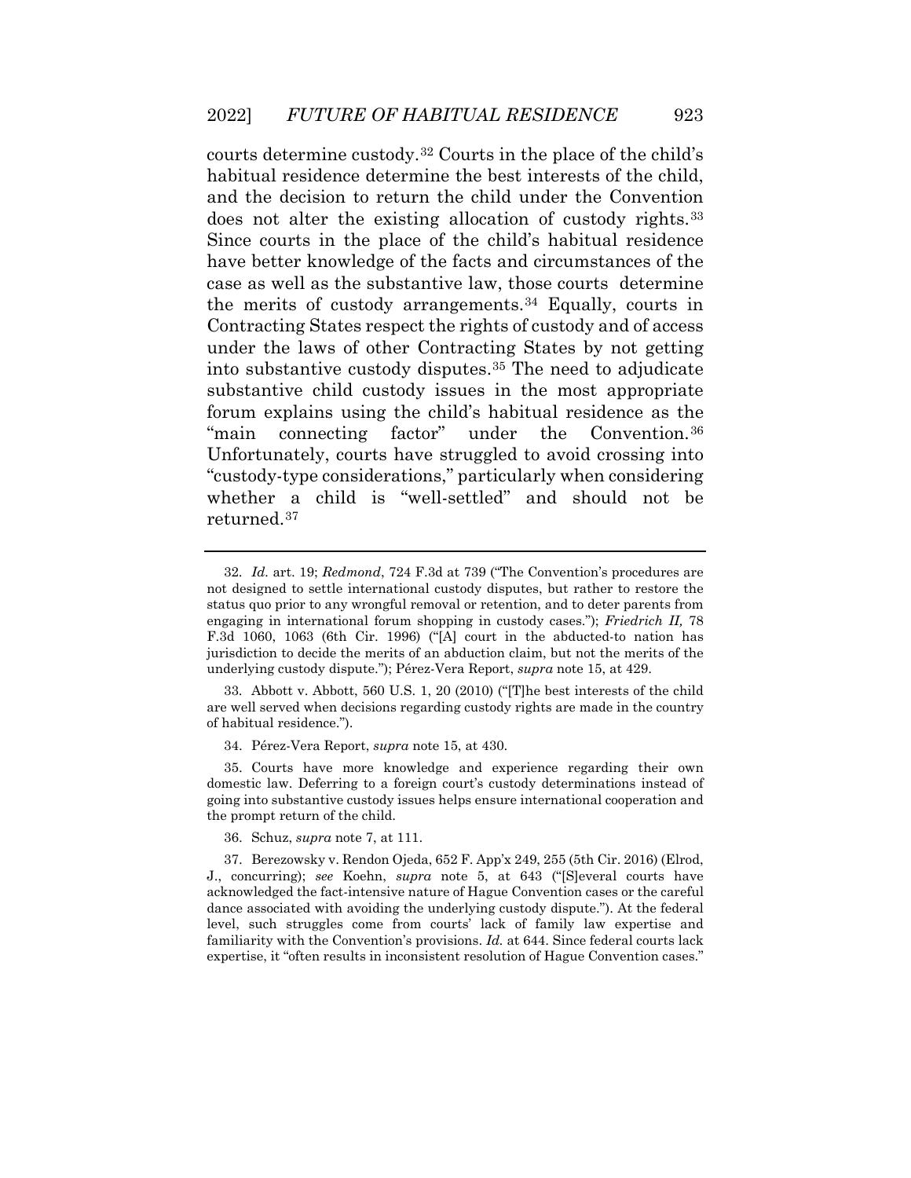courts determine custody.[32] Courts in the place of the child's habitual residence determine the best interests of the child, and the decision to return the child under the Convention does not alter the existing allocation of custody rights.[33] Since courts in the place of the child's habitual residence have better knowledge of the facts and circumstances of the case as well as the substantive law, those courts determine the merits of custody arrangements.[34] Equally, courts in Contracting States respect the rights of custody and of access under the laws of other Contracting States by not getting into substantive custody disputes.[35] The need to adjudicate substantive child custody issues in the most appropriate forum explains using the child's habitual residence as the "main connecting factor" under the Convention.[36] Unfortunately, courts have struggled to avoid crossing into "custody-type considerations," particularly when considering whether a child is "well-settled" and should not be returned.[37]

---

32. *Id.* art. 19; *Redmond*, 724 F.3d at 739 ("The Convention's procedures are not designed to settle international custody disputes, but rather to restore the status quo prior to any wrongful removal or retention, and to deter parents from engaging in international forum shopping in custody cases."); *Friedrich II,* 78 F.3d 1060, 1063 (6th Cir. 1996) ("[A] court in the abducted-to nation has jurisdiction to decide the merits of an abduction claim, but not the merits of the underlying custody dispute."); Pérez-Vera Report, *supra* note 15, at 429.

33. Abbott v. Abbott, 560 U.S. 1, 20 (2010) ("[T]he best interests of the child are well served when decisions regarding custody rights are made in the country of habitual residence.").

34. Pérez-Vera Report, *supra* note 15, at 430.

35. Courts have more knowledge and experience regarding their own domestic law. Deferring to a foreign court's custody determinations instead of going into substantive custody issues helps ensure international cooperation and the prompt return of the child.

36. Schuz, *supra* note 7, at 111.

37. Berezowsky v. Rendon Ojeda, 652 F. App'x 249, 255 (5th Cir. 2016) (Elrod, J., concurring); *see* Koehn, *supra* note 5, at 643 ("[S]everal courts have acknowledged the fact-intensive nature of Hague Convention cases or the careful dance associated with avoiding the underlying custody dispute."). At the federal level, such struggles come from courts' lack of family law expertise and familiarity with the Convention's provisions. *Id.* at 644. Since federal courts lack expertise, it "often results in inconsistent resolution of Hague Convention cases."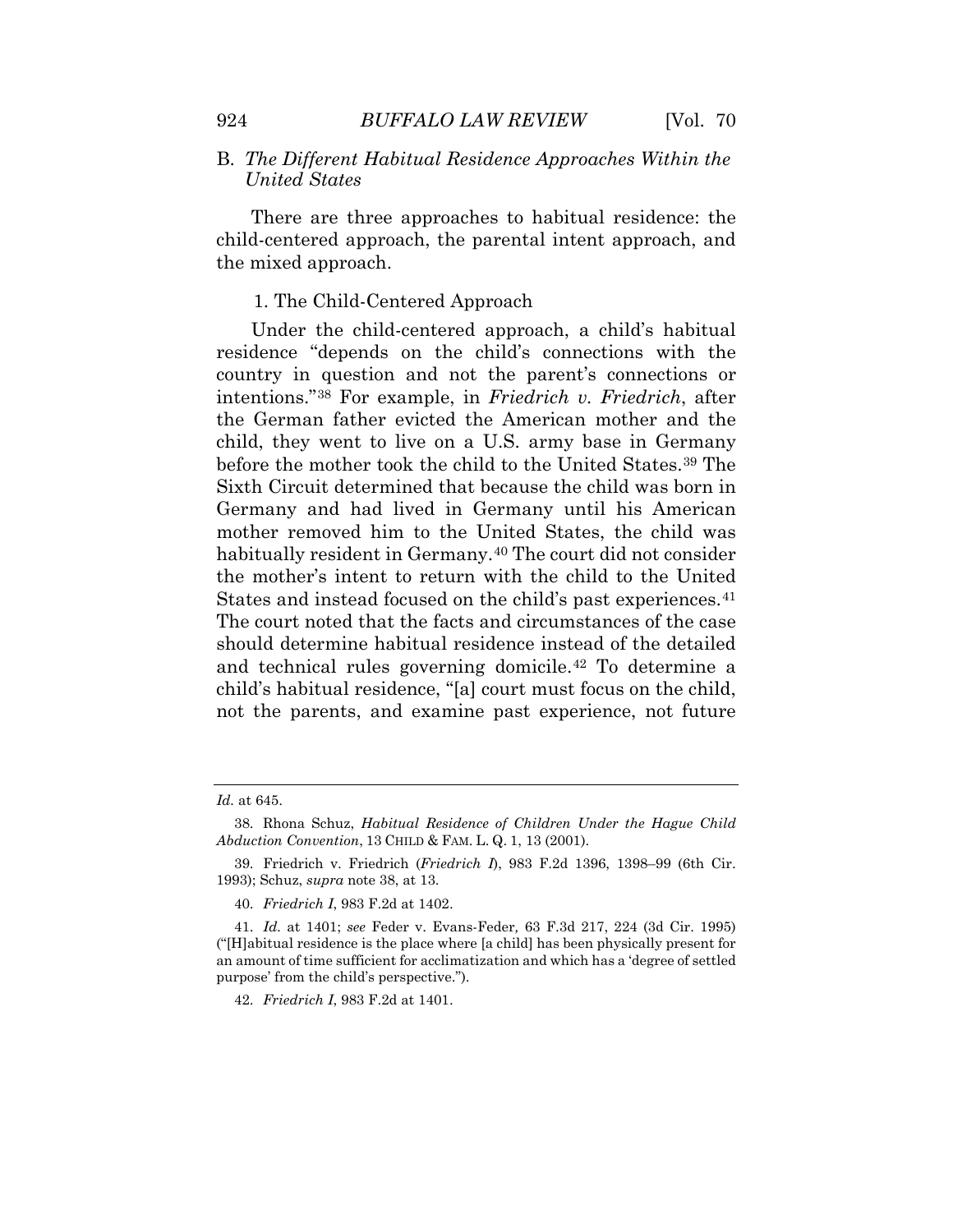## B. *The Different Habitual Residence Approaches Within the United States*

There are three approaches to habitual residence: the child-centered approach, the parental intent approach, and the mixed approach.

### 1. The Child-Centered Approach

Under the child-centered approach, a child's habitual residence "depends on the child's connections with the country in question and not the parent's connections or intentions."[38] For example, in *Friedrich v. Friedrich*, after the German father evicted the American mother and the child, they went to live on a U.S. army base in Germany before the mother took the child to the United States.[39] The Sixth Circuit determined that because the child was born in Germany and had lived in Germany until his American mother removed him to the United States, the child was habitually resident in Germany.[40] The court did not consider the mother's intent to return with the child to the United States and instead focused on the child's past experiences.[41] The court noted that the facts and circumstances of the case should determine habitual residence instead of the detailed and technical rules governing domicile.[42] To determine a child's habitual residence, "[a] court must focus on the child, not the parents, and examine past experience, not future

---

*Id.* at 645.

38. Rhona Schuz, *Habitual Residence of Children Under the Hague Child Abduction Convention*, 13 CHILD & FAM. L. Q. 1, 13 (2001).

39. Friedrich v. Friedrich (*Friedrich I*), 983 F.2d 1396, 1398–99 (6th Cir. 1993); Schuz, *supra* note 38, at 13.

40. *Friedrich I*, 983 F.2d at 1402.

41. *Id.* at 1401; *see* Feder v. Evans-Feder, 63 F.3d 217, 224 (3d Cir. 1995) ("[H]abitual residence is the place where [a child] has been physically present for an amount of time sufficient for acclimatization and which has a 'degree of settled purpose' from the child's perspective.").

42. *Friedrich I*, 983 F.2d at 1401.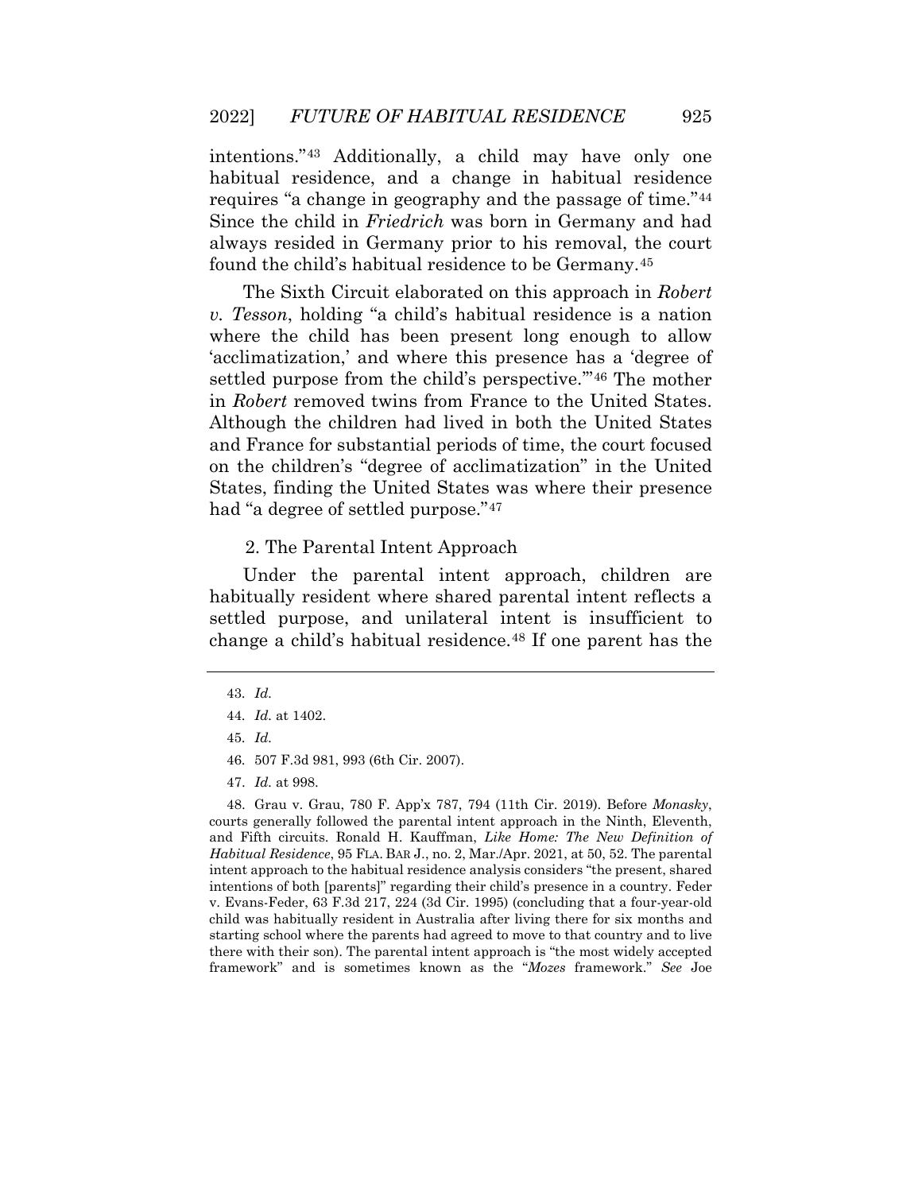intentions."[43] Additionally, a child may have only one habitual residence, and a change in habitual residence requires "a change in geography and the passage of time."[44] Since the child in *Friedrich* was born in Germany and had always resided in Germany prior to his removal, the court found the child's habitual residence to be Germany.[45]

The Sixth Circuit elaborated on this approach in *Robert v. Tesson*, holding "a child's habitual residence is a nation where the child has been present long enough to allow 'acclimatization,' and where this presence has a 'degree of settled purpose from the child's perspective.'"[46] The mother in *Robert* removed twins from France to the United States. Although the children had lived in both the United States and France for substantial periods of time, the court focused on the children's "degree of acclimatization" in the United States, finding the United States was where their presence had "a degree of settled purpose."[47]

2. The Parental Intent Approach

Under the parental intent approach, children are habitually resident where shared parental intent reflects a settled purpose, and unilateral intent is insufficient to change a child's habitual residence.[48] If one parent has the

---

43. *Id.*

44. *Id.* at 1402.

45. *Id.*

46. 507 F.3d 981, 993 (6th Cir. 2007).

47. *Id.* at 998.

48. Grau v. Grau, 780 F. App'x 787, 794 (11th Cir. 2019). Before *Monasky*, courts generally followed the parental intent approach in the Ninth, Eleventh, and Fifth circuits. Ronald H. Kauffman, *Like Home: The New Definition of Habitual Residence*, 95 FLA. BAR J., no. 2, Mar./Apr. 2021, at 50, 52. The parental intent approach to the habitual residence analysis considers "the present, shared intentions of both [parents]" regarding their child's presence in a country. Feder v. Evans-Feder, 63 F.3d 217, 224 (3d Cir. 1995) (concluding that a four-year-old child was habitually resident in Australia after living there for six months and starting school where the parents had agreed to move to that country and to live there with their son). The parental intent approach is "the most widely accepted framework" and is sometimes known as the "*Mozes* framework." *See* Joe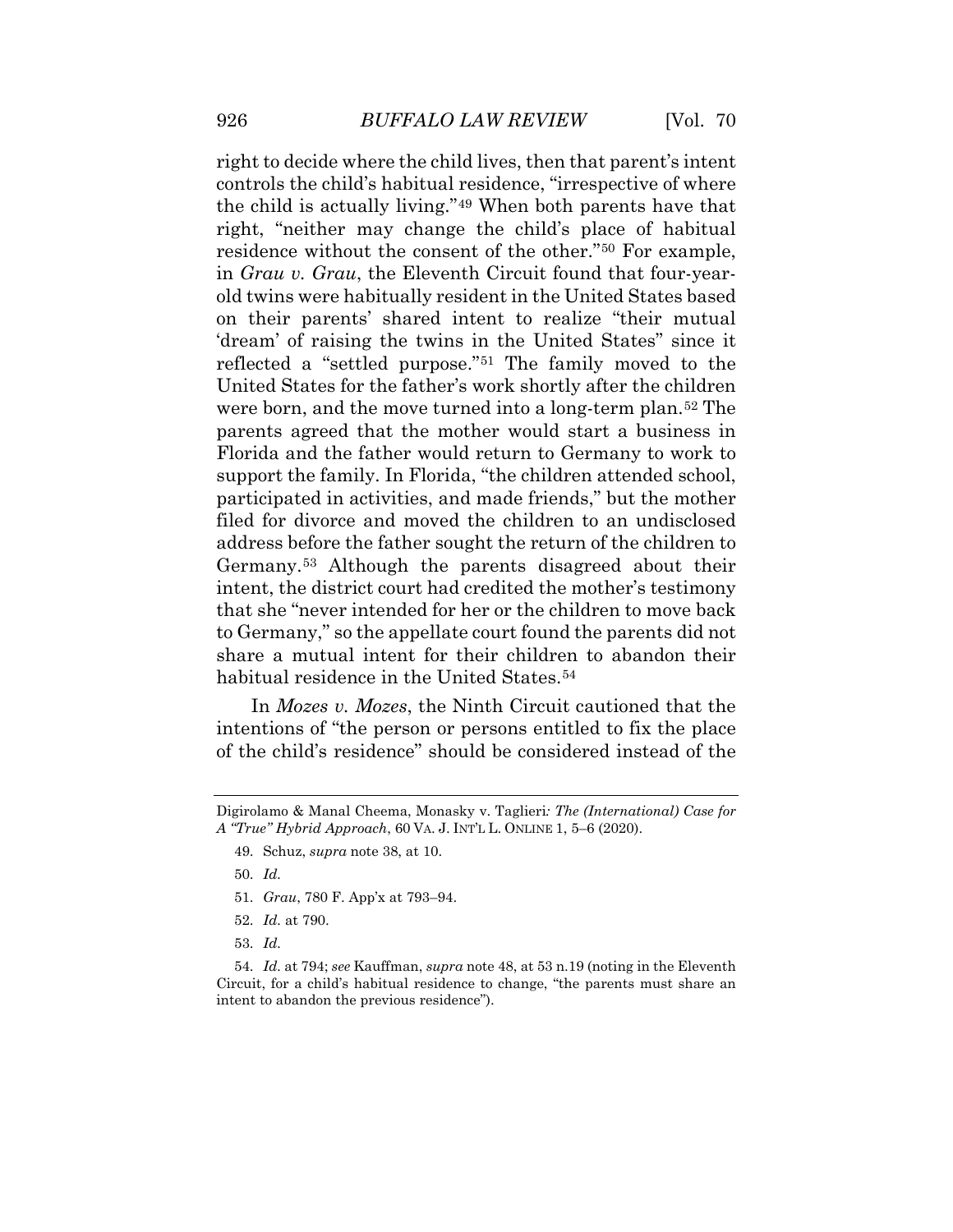right to decide where the child lives, then that parent's intent controls the child's habitual residence, "irrespective of where the child is actually living."[49] When both parents have that right, "neither may change the child's place of habitual residence without the consent of the other."[50] For example, in *Grau v. Grau*, the Eleventh Circuit found that four-year-old twins were habitually resident in the United States based on their parents' shared intent to realize "their mutual 'dream' of raising the twins in the United States" since it reflected a "settled purpose."[51] The family moved to the United States for the father's work shortly after the children were born, and the move turned into a long-term plan.[52] The parents agreed that the mother would start a business in Florida and the father would return to Germany to work to support the family. In Florida, "the children attended school, participated in activities, and made friends," but the mother filed for divorce and moved the children to an undisclosed address before the father sought the return of the children to Germany.[53] Although the parents disagreed about their intent, the district court had credited the mother's testimony that she "never intended for her or the children to move back to Germany," so the appellate court found the parents did not share a mutual intent for their children to abandon their habitual residence in the United States.[54]

In *Mozes v. Mozes*, the Ninth Circuit cautioned that the intentions of "the person or persons entitled to fix the place of the child's residence" should be considered instead of the

---

Digirolamo & Manal Cheema, Monasky v. Taglieri*: The (International) Case for A "True" Hybrid Approach*, 60 VA. J. INT'L L. ONLINE 1, 5–6 (2020).

49. Schuz, *supra* note 38, at 10.

50. *Id.*

51. *Grau*, 780 F. App'x at 793–94.

52. *Id.* at 790.

53. *Id.*

54. *Id.* at 794; *see* Kauffman, *supra* note 48, at 53 n.19 (noting in the Eleventh Circuit, for a child's habitual residence to change, "the parents must share an intent to abandon the previous residence").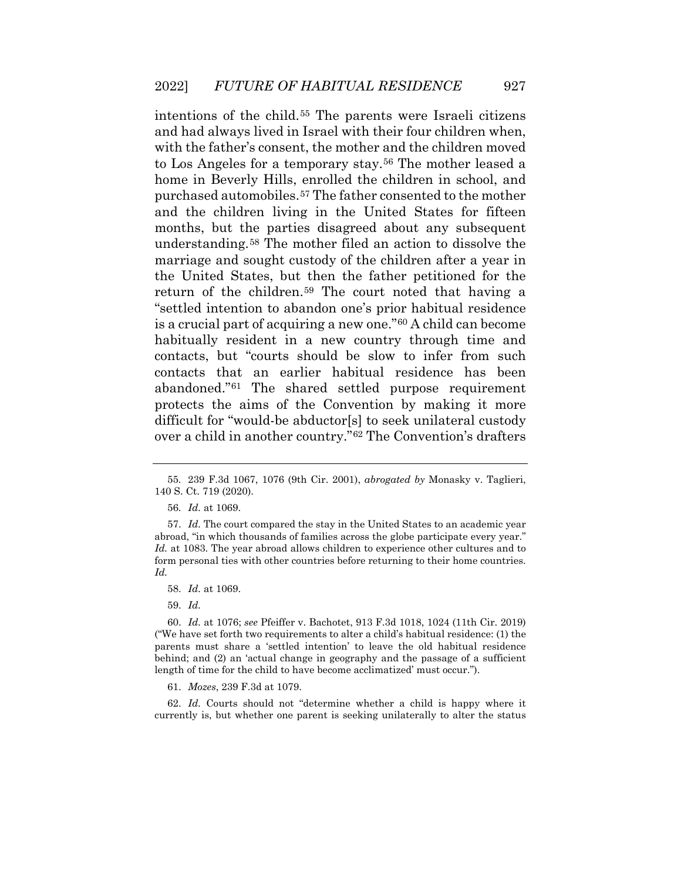intentions of the child.[55] The parents were Israeli citizens and had always lived in Israel with their four children when, with the father's consent, the mother and the children moved to Los Angeles for a temporary stay.[56] The mother leased a home in Beverly Hills, enrolled the children in school, and purchased automobiles.[57] The father consented to the mother and the children living in the United States for fifteen months, but the parties disagreed about any subsequent understanding.[58] The mother filed an action to dissolve the marriage and sought custody of the children after a year in the United States, but then the father petitioned for the return of the children.[59] The court noted that having a "settled intention to abandon one's prior habitual residence is a crucial part of acquiring a new one."[60] A child can become habitually resident in a new country through time and contacts, but "courts should be slow to infer from such contacts that an earlier habitual residence has been abandoned."[61] The shared settled purpose requirement protects the aims of the Convention by making it more difficult for "would-be abductor[s] to seek unilateral custody over a child in another country."[62] The Convention's drafters

---

55. 239 F.3d 1067, 1076 (9th Cir. 2001), *abrogated by* Monasky v. Taglieri, 140 S. Ct. 719 (2020).

56. *Id.* at 1069.

57. *Id.* The court compared the stay in the United States to an academic year abroad, "in which thousands of families across the globe participate every year." *Id.* at 1083. The year abroad allows children to experience other cultures and to form personal ties with other countries before returning to their home countries. *Id.*

58. *Id.* at 1069.

59. *Id.*

60. *Id.* at 1076; *see* Pfeiffer v. Bachotet, 913 F.3d 1018, 1024 (11th Cir. 2019) ("We have set forth two requirements to alter a child's habitual residence: (1) the parents must share a 'settled intention' to leave the old habitual residence behind; and (2) an 'actual change in geography and the passage of a sufficient length of time for the child to have become acclimatized' must occur.").

61. *Mozes*, 239 F.3d at 1079.

62. *Id.* Courts should not "determine whether a child is happy where it currently is, but whether one parent is seeking unilaterally to alter the status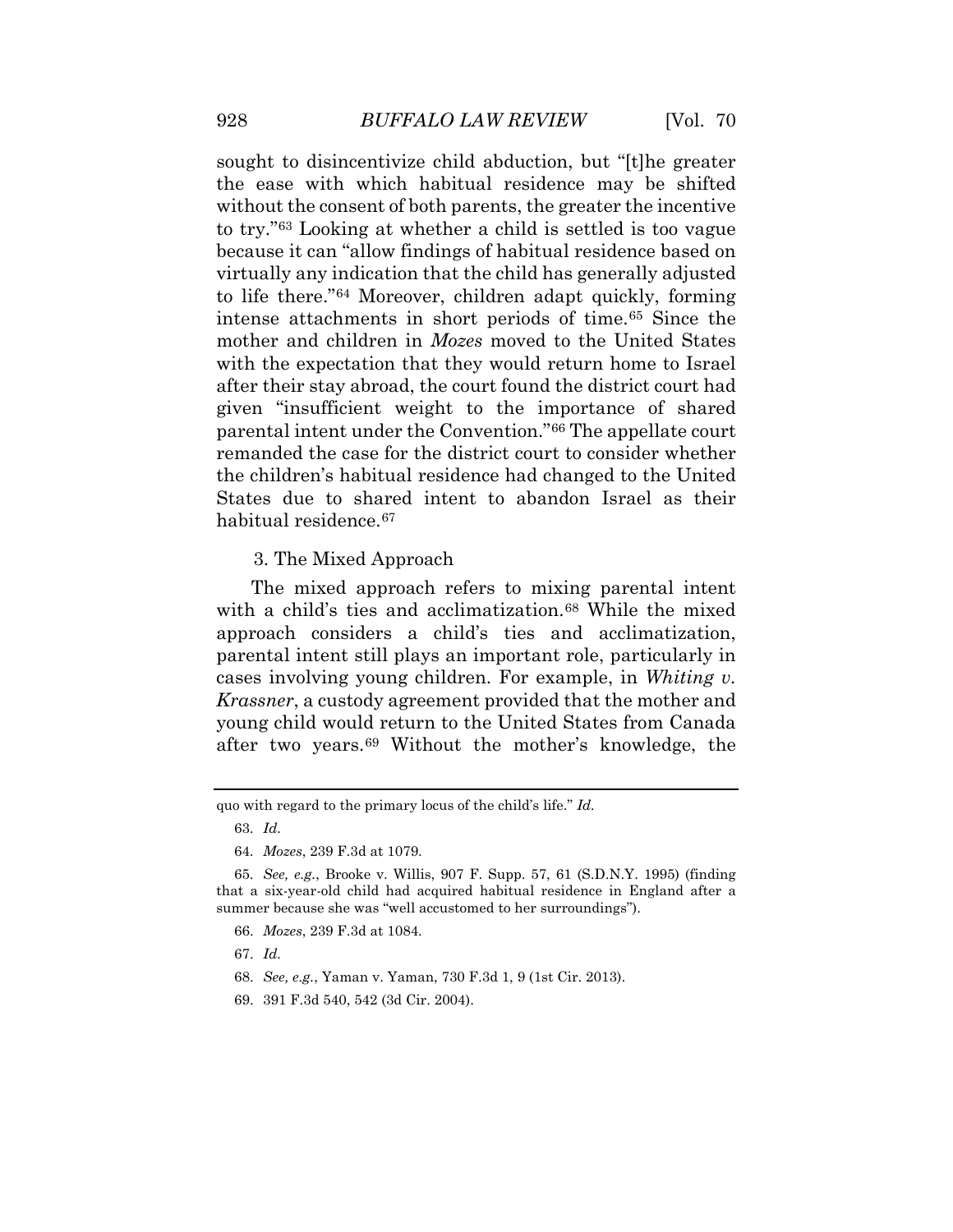sought to disincentivize child abduction, but "[t]he greater the ease with which habitual residence may be shifted without the consent of both parents, the greater the incentive to try."[63] Looking at whether a child is settled is too vague because it can "allow findings of habitual residence based on virtually any indication that the child has generally adjusted to life there."[64] Moreover, children adapt quickly, forming intense attachments in short periods of time.[65] Since the mother and children in *Mozes* moved to the United States with the expectation that they would return home to Israel after their stay abroad, the court found the district court had given "insufficient weight to the importance of shared parental intent under the Convention."[66] The appellate court remanded the case for the district court to consider whether the children's habitual residence had changed to the United States due to shared intent to abandon Israel as their habitual residence.[67]

### 3. The Mixed Approach

The mixed approach refers to mixing parental intent with a child's ties and acclimatization.[68] While the mixed approach considers a child's ties and acclimatization, parental intent still plays an important role, particularly in cases involving young children. For example, in *Whiting v. Krassner*, a custody agreement provided that the mother and young child would return to the United States from Canada after two years.[69] Without the mother's knowledge, the

---

quo with regard to the primary locus of the child's life." *Id.*

63. *Id.*

64. *Mozes*, 239 F.3d at 1079.

65. *See, e.g.*, Brooke v. Willis, 907 F. Supp. 57, 61 (S.D.N.Y. 1995) (finding that a six-year-old child had acquired habitual residence in England after a summer because she was "well accustomed to her surroundings").

66. *Mozes*, 239 F.3d at 1084.

67. *Id.*

68. *See, e.g.*, Yaman v. Yaman, 730 F.3d 1, 9 (1st Cir. 2013).

69. 391 F.3d 540, 542 (3d Cir. 2004).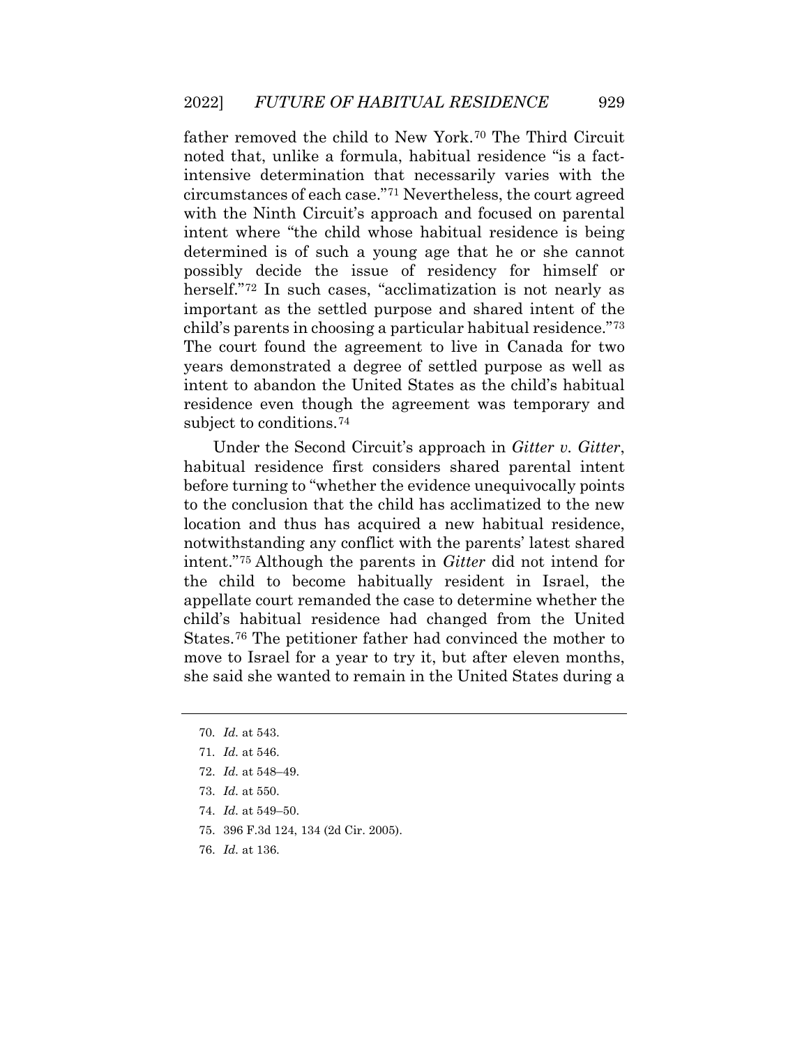father removed the child to New York.[70] The Third Circuit noted that, unlike a formula, habitual residence "is a fact-intensive determination that necessarily varies with the circumstances of each case."[71] Nevertheless, the court agreed with the Ninth Circuit's approach and focused on parental intent where "the child whose habitual residence is being determined is of such a young age that he or she cannot possibly decide the issue of residency for himself or herself."[72] In such cases, "acclimatization is not nearly as important as the settled purpose and shared intent of the child's parents in choosing a particular habitual residence."[73] The court found the agreement to live in Canada for two years demonstrated a degree of settled purpose as well as intent to abandon the United States as the child's habitual residence even though the agreement was temporary and subject to conditions.[74]

Under the Second Circuit's approach in *Gitter v. Gitter*, habitual residence first considers shared parental intent before turning to "whether the evidence unequivocally points to the conclusion that the child has acclimatized to the new location and thus has acquired a new habitual residence, notwithstanding any conflict with the parents' latest shared intent."[75] Although the parents in *Gitter* did not intend for the child to become habitually resident in Israel, the appellate court remanded the case to determine whether the child's habitual residence had changed from the United States.[76] The petitioner father had convinced the mother to move to Israel for a year to try it, but after eleven months, she said she wanted to remain in the United States during a

70. *Id.* at 543.

71. *Id.* at 546.

72. *Id.* at 548–49.

73. *Id.* at 550.

74. *Id.* at 549–50.

75. 396 F.3d 124, 134 (2d Cir. 2005).

76. *Id.* at 136.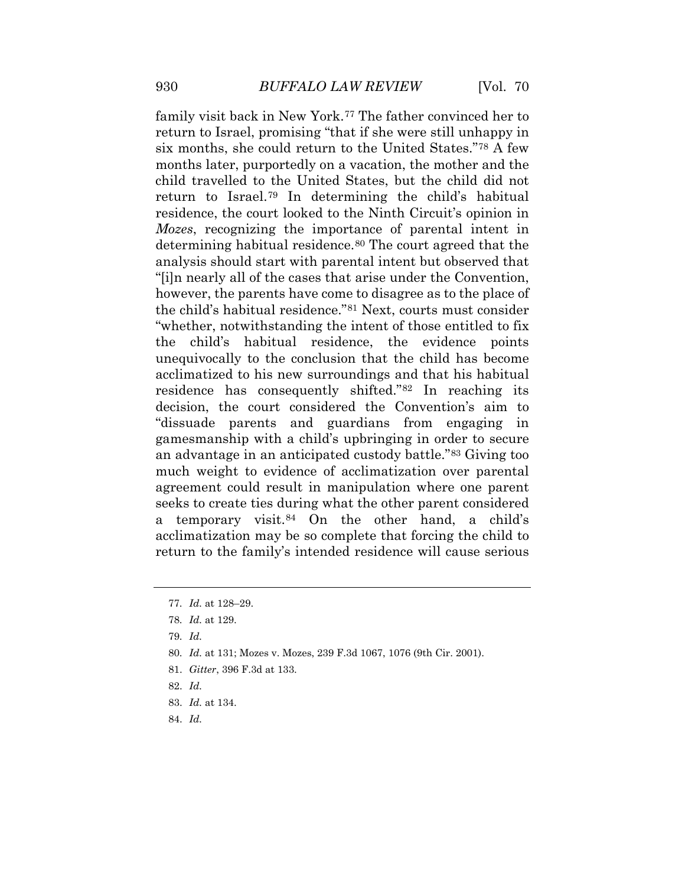family visit back in New York.[77] The father convinced her to return to Israel, promising "that if she were still unhappy in six months, she could return to the United States."[78] A few months later, purportedly on a vacation, the mother and the child travelled to the United States, but the child did not return to Israel.[79] In determining the child's habitual residence, the court looked to the Ninth Circuit's opinion in *Mozes*, recognizing the importance of parental intent in determining habitual residence.[80] The court agreed that the analysis should start with parental intent but observed that "[i]n nearly all of the cases that arise under the Convention, however, the parents have come to disagree as to the place of the child's habitual residence."[81] Next, courts must consider "whether, notwithstanding the intent of those entitled to fix the child's habitual residence, the evidence points unequivocally to the conclusion that the child has become acclimatized to his new surroundings and that his habitual residence has consequently shifted."[82] In reaching its decision, the court considered the Convention's aim to "dissuade parents and guardians from engaging in gamesmanship with a child's upbringing in order to secure an advantage in an anticipated custody battle."[83] Giving too much weight to evidence of acclimatization over parental agreement could result in manipulation where one parent seeks to create ties during what the other parent considered a temporary visit.[84] On the other hand, a child's acclimatization may be so complete that forcing the child to return to the family's intended residence will cause serious

---

77. *Id.* at 128–29.

78. *Id.* at 129.

79. *Id.*

80. *Id.* at 131; Mozes v. Mozes, 239 F.3d 1067, 1076 (9th Cir. 2001).

81. *Gitter*, 396 F.3d at 133.

82. *Id.*

83. *Id.* at 134.

84. *Id.*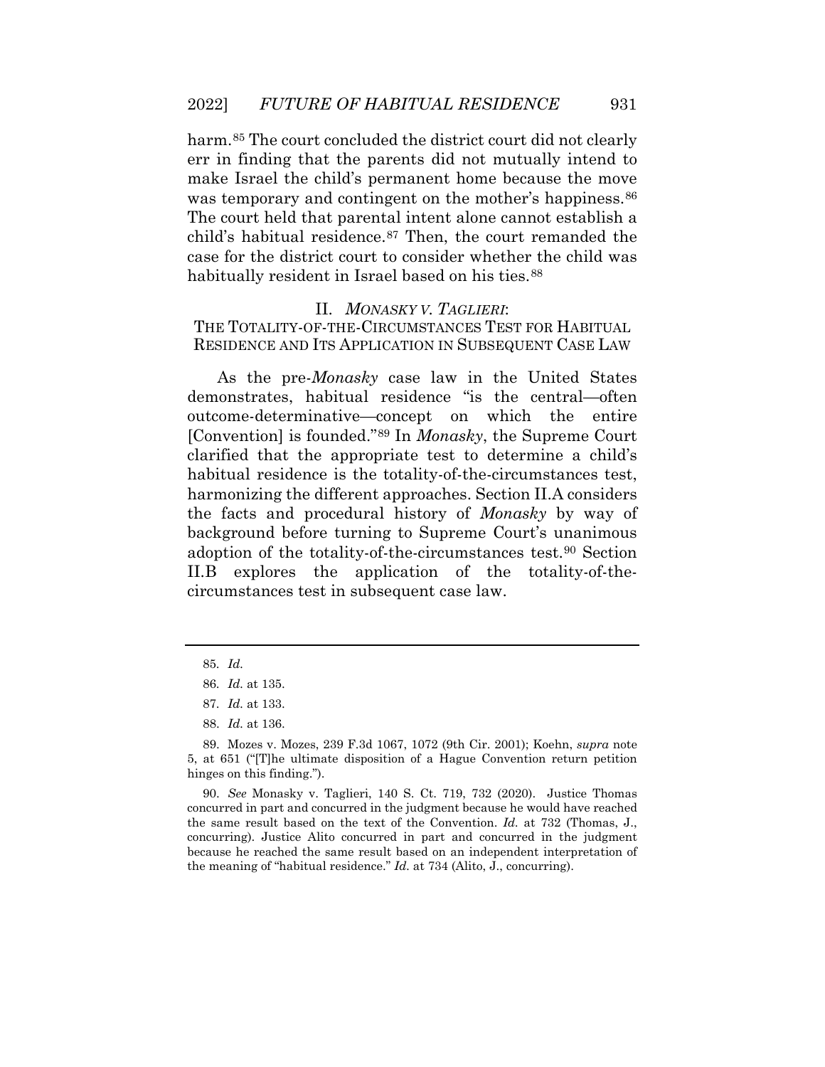harm.[85] The court concluded the district court did not clearly err in finding that the parents did not mutually intend to make Israel the child's permanent home because the move was temporary and contingent on the mother's happiness.[86] The court held that parental intent alone cannot establish a child's habitual residence.[87] Then, the court remanded the case for the district court to consider whether the child was habitually resident in Israel based on his ties.[88]

## II. *MONASKY V. TAGLIERI*: THE TOTALITY-OF-THE-CIRCUMSTANCES TEST FOR HABITUAL RESIDENCE AND ITS APPLICATION IN SUBSEQUENT CASE LAW

As the pre-*Monasky* case law in the United States demonstrates, habitual residence "is the central—often outcome-determinative—concept on which the entire [Convention] is founded."[89] In *Monasky*, the Supreme Court clarified that the appropriate test to determine a child's habitual residence is the totality-of-the-circumstances test, harmonizing the different approaches. Section II.A considers the facts and procedural history of *Monasky* by way of background before turning to Supreme Court's unanimous adoption of the totality-of-the-circumstances test.[90] Section II.B explores the application of the totality-of-the-circumstances test in subsequent case law.

---

85. *Id.*

86. *Id.* at 135.

87. *Id.* at 133.

88. *Id.* at 136.

89. Mozes v. Mozes, 239 F.3d 1067, 1072 (9th Cir. 2001); Koehn, *supra* note 5, at 651 ("[T]he ultimate disposition of a Hague Convention return petition hinges on this finding.").

90. *See* Monasky v. Taglieri, 140 S. Ct. 719, 732 (2020). Justice Thomas concurred in part and concurred in the judgment because he would have reached the same result based on the text of the Convention. *Id.* at 732 (Thomas, J., concurring). Justice Alito concurred in part and concurred in the judgment because he reached the same result based on an independent interpretation of the meaning of "habitual residence." *Id.* at 734 (Alito, J., concurring).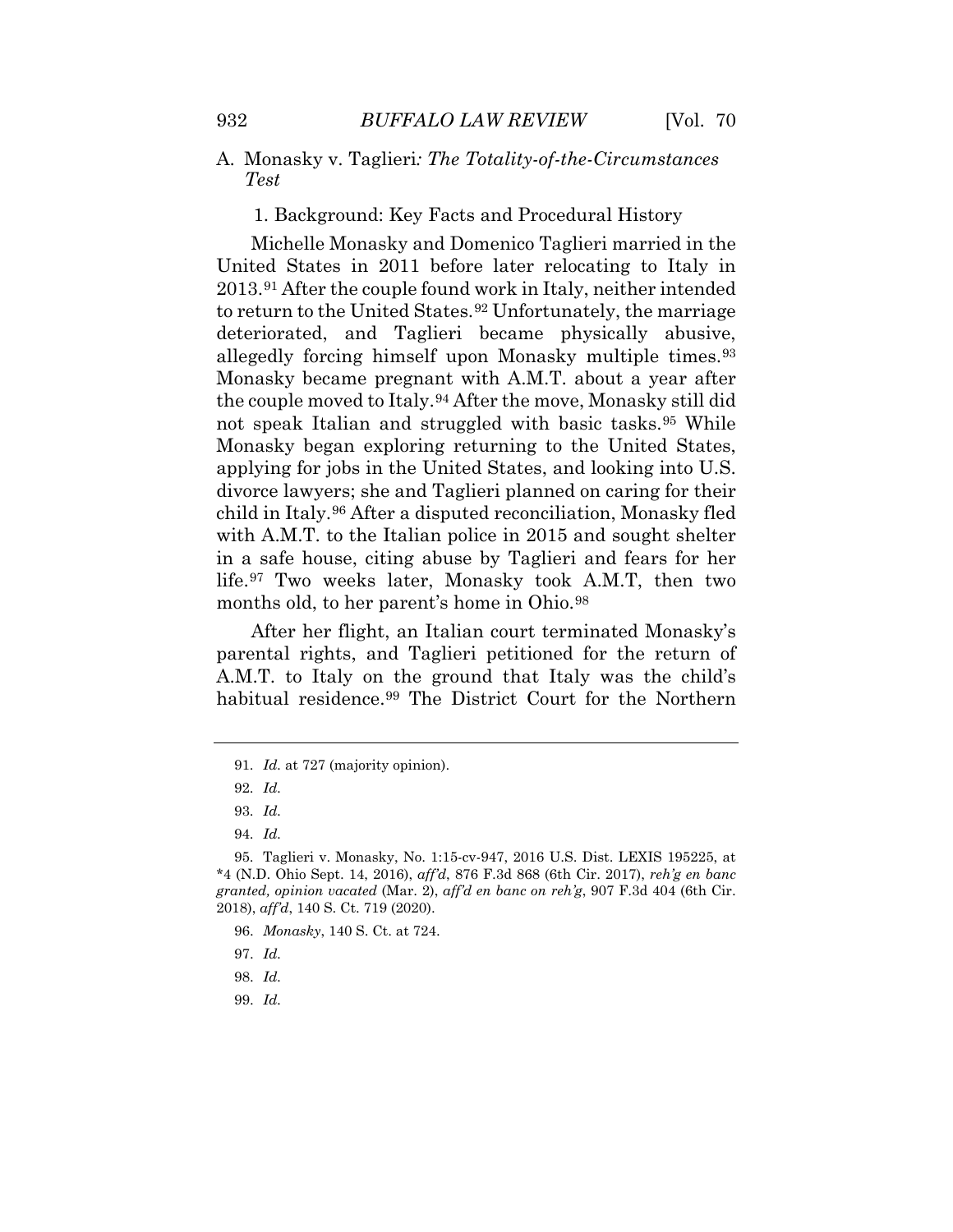### A. *Monasky v. Taglieri: The Totality-of-the-Circumstances Test*

#### 1. Background: Key Facts and Procedural History

Michelle Monasky and Domenico Taglieri married in the United States in 2011 before later relocating to Italy in 2013.[91] After the couple found work in Italy, neither intended to return to the United States.[92] Unfortunately, the marriage deteriorated, and Taglieri became physically abusive, allegedly forcing himself upon Monasky multiple times.[93] Monasky became pregnant with A.M.T. about a year after the couple moved to Italy.[94] After the move, Monasky still did not speak Italian and struggled with basic tasks.[95] While Monasky began exploring returning to the United States, applying for jobs in the United States, and looking into U.S. divorce lawyers; she and Taglieri planned on caring for their child in Italy.[96] After a disputed reconciliation, Monasky fled with A.M.T. to the Italian police in 2015 and sought shelter in a safe house, citing abuse by Taglieri and fears for her life.[97] Two weeks later, Monasky took A.M.T, then two months old, to her parent's home in Ohio.[98]

After her flight, an Italian court terminated Monasky's parental rights, and Taglieri petitioned for the return of A.M.T. to Italy on the ground that Italy was the child's habitual residence.[99] The District Court for the Northern

---

91. *Id.* at 727 (majority opinion).

92. *Id.*

93. *Id.*

94. *Id.*

95. Taglieri v. Monasky, No. 1:15-cv-947, 2016 U.S. Dist. LEXIS 195225, at *4 (N.D. Ohio Sept. 14, 2016), *aff'd*, 876 F.3d 868 (6th Cir. 2017), *reh'g en banc granted, opinion vacated* (Mar. 2), *aff'd en banc on reh'g*, 907 F.3d 404 (6th Cir. 2018), *aff'd*, 140 S. Ct. 719 (2020).

96. *Monasky*, 140 S. Ct. at 724.

97. *Id.*

98. *Id.*

99. *Id.*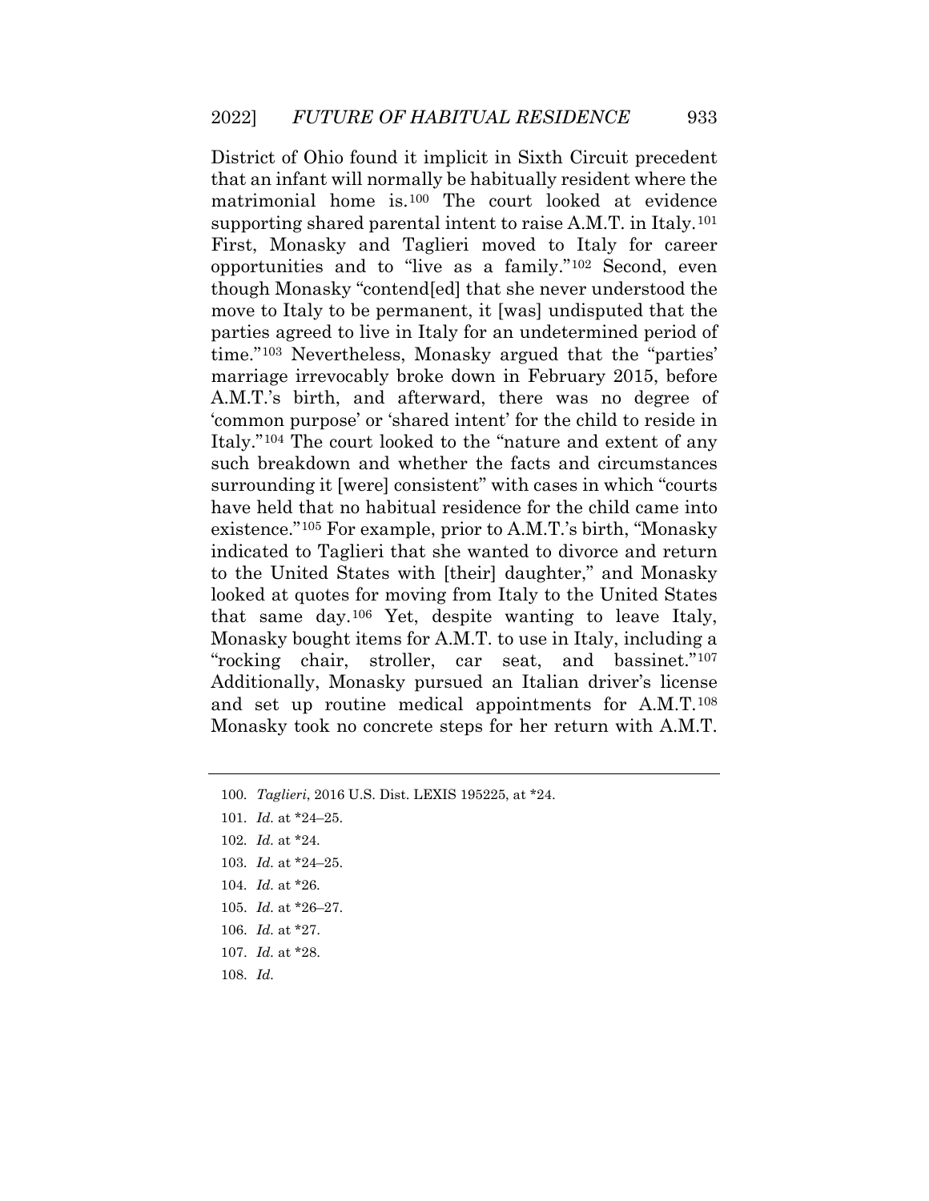District of Ohio found it implicit in Sixth Circuit precedent that an infant will normally be habitually resident where the matrimonial home is.[100] The court looked at evidence supporting shared parental intent to raise A.M.T. in Italy.[101] First, Monasky and Taglieri moved to Italy for career opportunities and to "live as a family."[102] Second, even though Monasky "contend[ed] that she never understood the move to Italy to be permanent, it [was] undisputed that the parties agreed to live in Italy for an undetermined period of time."[103] Nevertheless, Monasky argued that the "parties' marriage irrevocably broke down in February 2015, before A.M.T.'s birth, and afterward, there was no degree of 'common purpose' or 'shared intent' for the child to reside in Italy."[104] The court looked to the "nature and extent of any such breakdown and whether the facts and circumstances surrounding it [were] consistent" with cases in which "courts have held that no habitual residence for the child came into existence."[105] For example, prior to A.M.T.'s birth, "Monasky indicated to Taglieri that she wanted to divorce and return to the United States with [their] daughter," and Monasky looked at quotes for moving from Italy to the United States that same day.[106] Yet, despite wanting to leave Italy, Monasky bought items for A.M.T. to use in Italy, including a "rocking chair, stroller, car seat, and bassinet."[107] Additionally, Monasky pursued an Italian driver's license and set up routine medical appointments for A.M.T.[108] Monasky took no concrete steps for her return with A.M.T.

---

100. *Taglieri*, 2016 U.S. Dist. LEXIS 195225, at *24.

101. *Id.* at *24–25.

102. *Id.* at *24.

103. *Id.* at *24–25.

104. *Id.* at *26.

105. *Id.* at *26–27.

106. *Id.* at *27.

107. *Id.* at *28.

108. *Id.*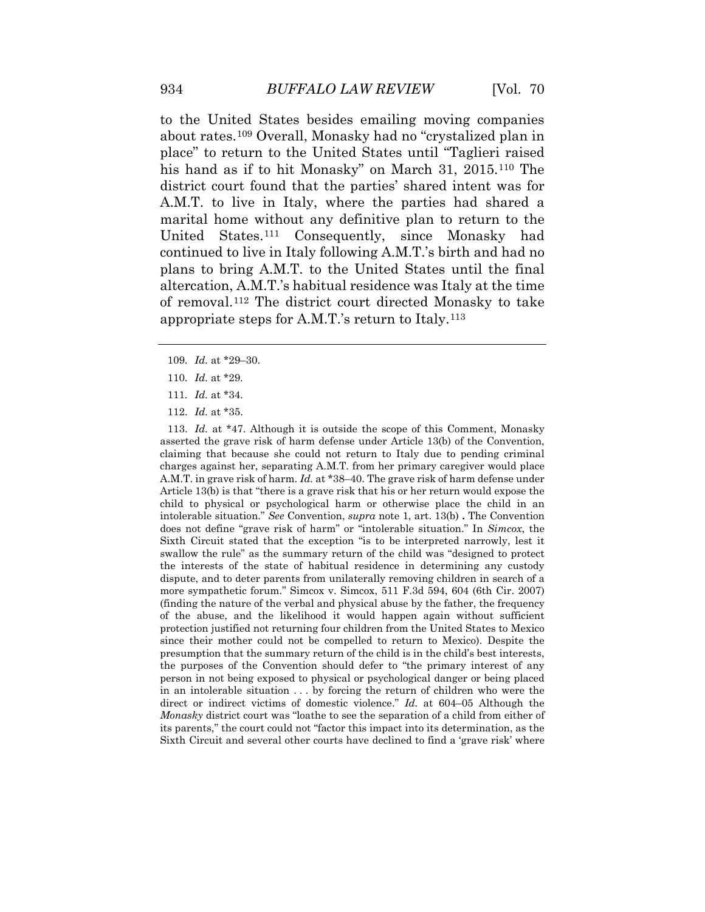to the United States besides emailing moving companies about rates.[109] Overall, Monasky had no "crystalized plan in place" to return to the United States until "Taglieri raised his hand as if to hit Monasky" on March 31, 2015.[110] The district court found that the parties' shared intent was for A.M.T. to live in Italy, where the parties had shared a marital home without any definitive plan to return to the United States.[111] Consequently, since Monasky had continued to live in Italy following A.M.T.'s birth and had no plans to bring A.M.T. to the United States until the final altercation, A.M.T.'s habitual residence was Italy at the time of removal.[112] The district court directed Monasky to take appropriate steps for A.M.T.'s return to Italy.[113]

---

109. *Id.* at *29–30.

110. *Id.* at *29.

111. *Id.* at *34.

112. *Id.* at *35.

113. *Id.* at *47. Although it is outside the scope of this Comment, Monasky asserted the grave risk of harm defense under Article 13(b) of the Convention, claiming that because she could not return to Italy due to pending criminal charges against her, separating A.M.T. from her primary caregiver would place A.M.T. in grave risk of harm. *Id.* at *38–40. The grave risk of harm defense under Article 13(b) is that "there is a grave risk that his or her return would expose the child to physical or psychological harm or otherwise place the child in an intolerable situation." *See* Convention, *supra* note 1, art. 13(b) **.** The Convention does not define "grave risk of harm" or "intolerable situation." In *Simcox*, the Sixth Circuit stated that the exception "is to be interpreted narrowly, lest it swallow the rule" as the summary return of the child was "designed to protect the interests of the state of habitual residence in determining any custody dispute, and to deter parents from unilaterally removing children in search of a more sympathetic forum." Simcox v. Simcox, 511 F.3d 594, 604 (6th Cir. 2007) (finding the nature of the verbal and physical abuse by the father, the frequency of the abuse, and the likelihood it would happen again without sufficient protection justified not returning four children from the United States to Mexico since their mother could not be compelled to return to Mexico). Despite the presumption that the summary return of the child is in the child's best interests, the purposes of the Convention should defer to "the primary interest of any person in not being exposed to physical or psychological danger or being placed in an intolerable situation . . . by forcing the return of children who were the direct or indirect victims of domestic violence." *Id.* at 604–05 Although the *Monasky* district court was "loathe to see the separation of a child from either of its parents," the court could not "factor this impact into its determination, as the Sixth Circuit and several other courts have declined to find a 'grave risk' where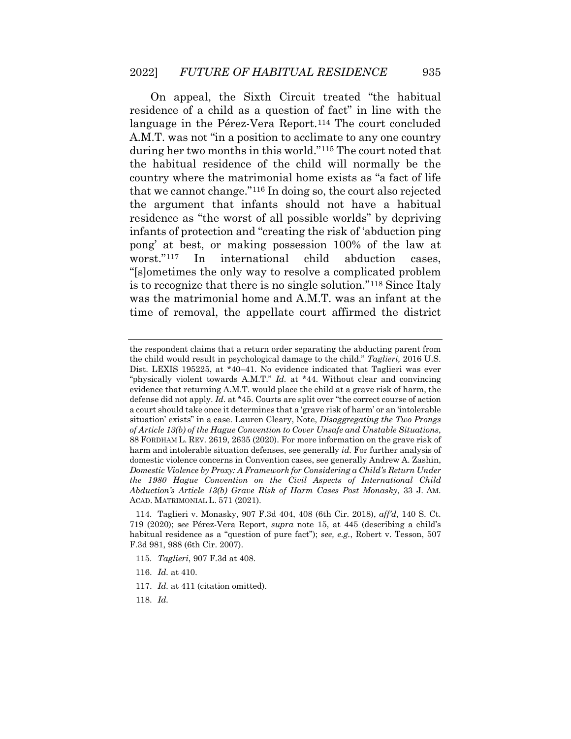On appeal, the Sixth Circuit treated "the habitual residence of a child as a question of fact" in line with the language in the Pérez-Vera Report.[114] The court concluded A.M.T. was not "in a position to acclimate to any one country during her two months in this world."[115] The court noted that the habitual residence of the child will normally be the country where the matrimonial home exists as "a fact of life that we cannot change."[116] In doing so, the court also rejected the argument that infants should not have a habitual residence as "the worst of all possible worlds" by depriving infants of protection and "creating the risk of 'abduction ping pong' at best, or making possession 100% of the law at worst."[117] In international child abduction cases, "[s]ometimes the only way to resolve a complicated problem is to recognize that there is no single solution."[118] Since Italy was the matrimonial home and A.M.T. was an infant at the time of removal, the appellate court affirmed the district

---

the respondent claims that a return order separating the abducting parent from the child would result in psychological damage to the child." *Taglieri,* 2016 U.S. Dist. LEXIS 195225, at *40–41. No evidence indicated that Taglieri was ever "physically violent towards A.M.T." *Id.* at *44. Without clear and convincing evidence that returning A.M.T. would place the child at a grave risk of harm, the defense did not apply. *Id.* at *45. Courts are split over "the correct course of action a court should take once it determines that a 'grave risk of harm' or an 'intolerable situation' exists" in a case. Lauren Cleary, Note, *Disaggregating the Two Prongs of Article 13(b) of the Hague Convention to Cover Unsafe and Unstable Situations*, 88 FORDHAM L. REV. 2619, 2635 (2020). For more information on the grave risk of harm and intolerable situation defenses, see generally *id.* For further analysis of domestic violence concerns in Convention cases, see generally Andrew A. Zashin, *Domestic Violence by Proxy: A Framework for Considering a Child's Return Under the 1980 Hague Convention on the Civil Aspects of International Child Abduction's Article 13(b) Grave Risk of Harm Cases Post Monasky*, 33 J. AM. ACAD. MATRIMONIAL L. 571 (2021).

114. Taglieri v. Monasky, 907 F.3d 404, 408 (6th Cir. 2018), *aff'd*, 140 S. Ct. 719 (2020); *see* Pérez-Vera Report, *supra* note 15, at 445 (describing a child's habitual residence as a "question of pure fact"); *see, e.g.*, Robert v. Tesson, 507 F.3d 981, 988 (6th Cir. 2007).

115. *Taglieri*, 907 F.3d at 408.

116. *Id.* at 410.

117. *Id.* at 411 (citation omitted).

118. *Id.*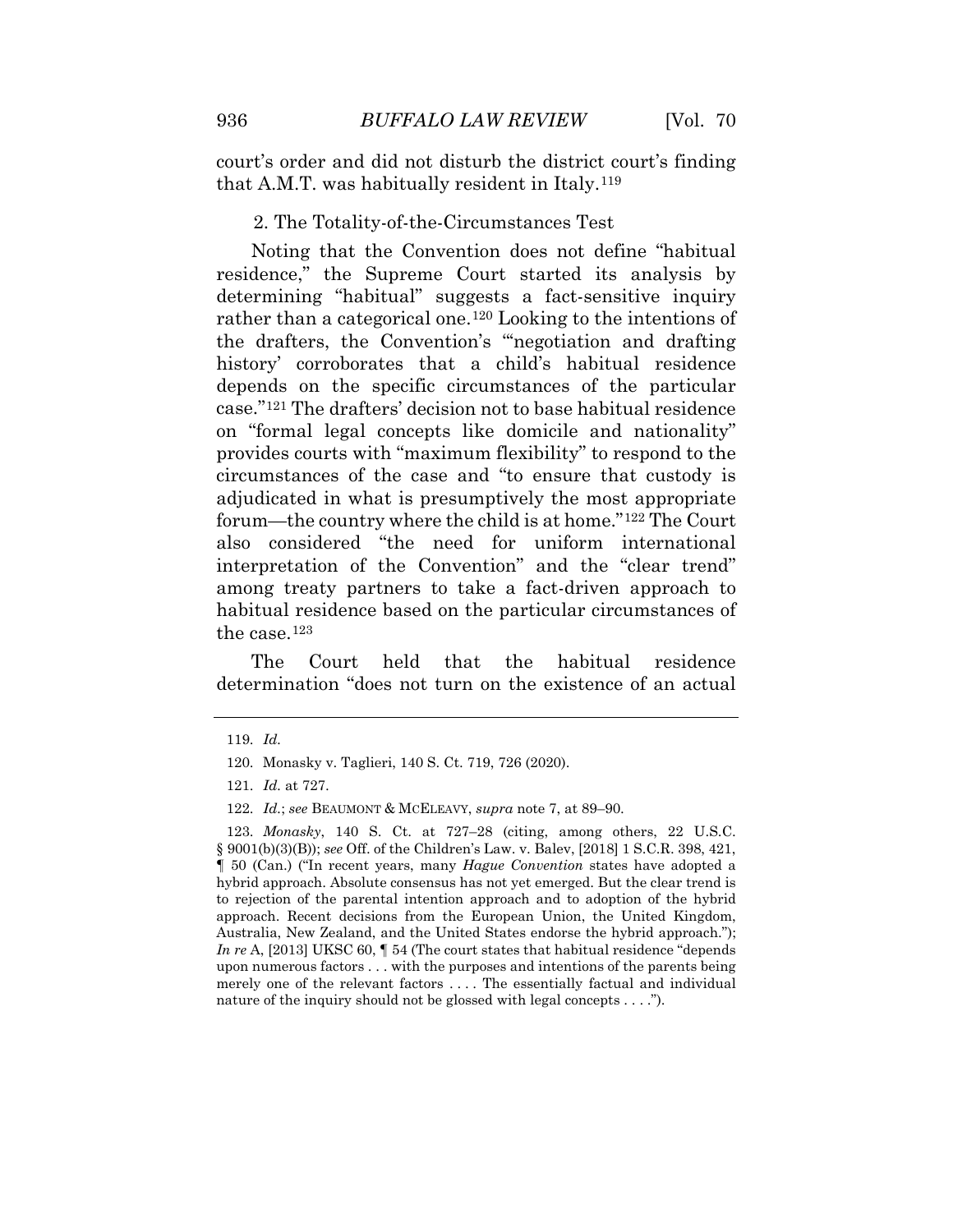court's order and did not disturb the district court's finding that A.M.T. was habitually resident in Italy.[119]

2. The Totality-of-the-Circumstances Test

Noting that the Convention does not define "habitual residence," the Supreme Court started its analysis by determining "habitual" suggests a fact-sensitive inquiry rather than a categorical one.[120] Looking to the intentions of the drafters, the Convention's "'negotiation and drafting history' corroborates that a child's habitual residence depends on the specific circumstances of the particular case."[121] The drafters' decision not to base habitual residence on "formal legal concepts like domicile and nationality" provides courts with "maximum flexibility" to respond to the circumstances of the case and "to ensure that custody is adjudicated in what is presumptively the most appropriate forum—the country where the child is at home."[122] The Court also considered "the need for uniform international interpretation of the Convention" and the "clear trend" among treaty partners to take a fact-driven approach to habitual residence based on the particular circumstances of the case.[123]

The Court held that the habitual residence determination "does not turn on the existence of an actual

---

119. *Id.*

120. Monasky v. Taglieri, 140 S. Ct. 719, 726 (2020).

121. *Id.* at 727.

122. *Id.*; *see* BEAUMONT & MCELEAVY, *supra* note 7, at 89–90.

123. *Monasky*, 140 S. Ct. at 727–28 (citing, among others, 22 U.S.C. § 9001(b)(3)(B)); *see* Off. of the Children's Law. v. Balev, [2018] 1 S.C.R. 398, 421, ¶ 50 (Can.) ("In recent years, many *Hague Convention* states have adopted a hybrid approach. Absolute consensus has not yet emerged. But the clear trend is to rejection of the parental intention approach and to adoption of the hybrid approach. Recent decisions from the European Union, the United Kingdom, Australia, New Zealand, and the United States endorse the hybrid approach."); *In re* A, [2013] UKSC 60, ¶ 54 (The court states that habitual residence "depends upon numerous factors . . . with the purposes and intentions of the parents being merely one of the relevant factors . . . . The essentially factual and individual nature of the inquiry should not be glossed with legal concepts . . . .").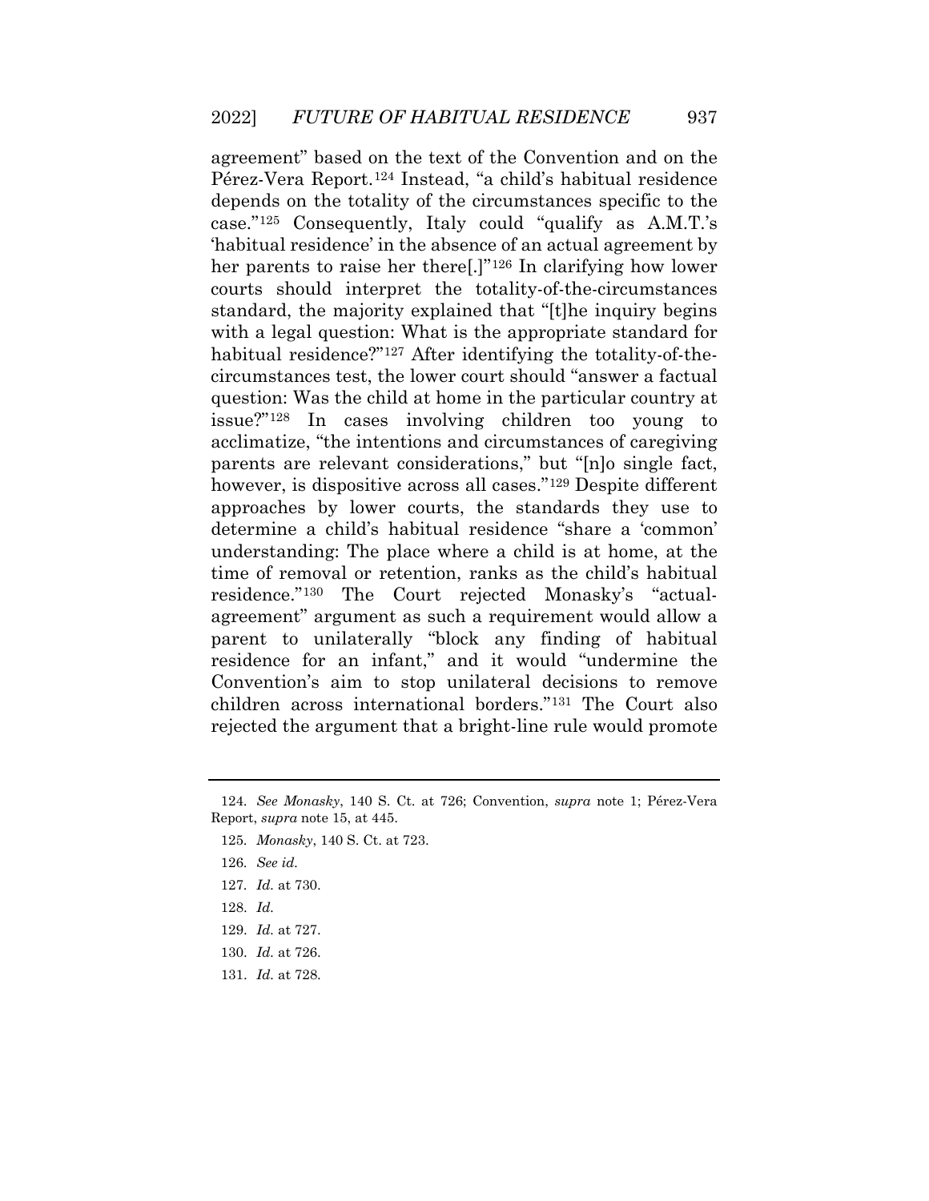agreement" based on the text of the Convention and on the Pérez-Vera Report.[124] Instead, "a child's habitual residence depends on the totality of the circumstances specific to the case."[125] Consequently, Italy could "qualify as A.M.T.'s 'habitual residence' in the absence of an actual agreement by her parents to raise her there[.]"[126] In clarifying how lower courts should interpret the totality-of-the-circumstances standard, the majority explained that "[t]he inquiry begins with a legal question: What is the appropriate standard for habitual residence?"[127] After identifying the totality-of-the-circumstances test, the lower court should "answer a factual question: Was the child at home in the particular country at issue?"[128] In cases involving children too young to acclimatize, "the intentions and circumstances of caregiving parents are relevant considerations," but "[n]o single fact, however, is dispositive across all cases."[129] Despite different approaches by lower courts, the standards they use to determine a child's habitual residence "share a 'common' understanding: The place where a child is at home, at the time of removal or retention, ranks as the child's habitual residence."[130] The Court rejected Monasky's "actual-agreement" argument as such a requirement would allow a parent to unilaterally "block any finding of habitual residence for an infant," and it would "undermine the Convention's aim to stop unilateral decisions to remove children across international borders."[131] The Court also rejected the argument that a bright-line rule would promote

---

124. *See Monasky*, 140 S. Ct. at 726; Convention, *supra* note 1; Pérez-Vera Report, *supra* note 15, at 445.

125. *Monasky*, 140 S. Ct. at 723.

126. *See id.*

127. *Id.* at 730.

128. *Id.*

129. *Id.* at 727.

130. *Id.* at 726.

131. *Id.* at 728.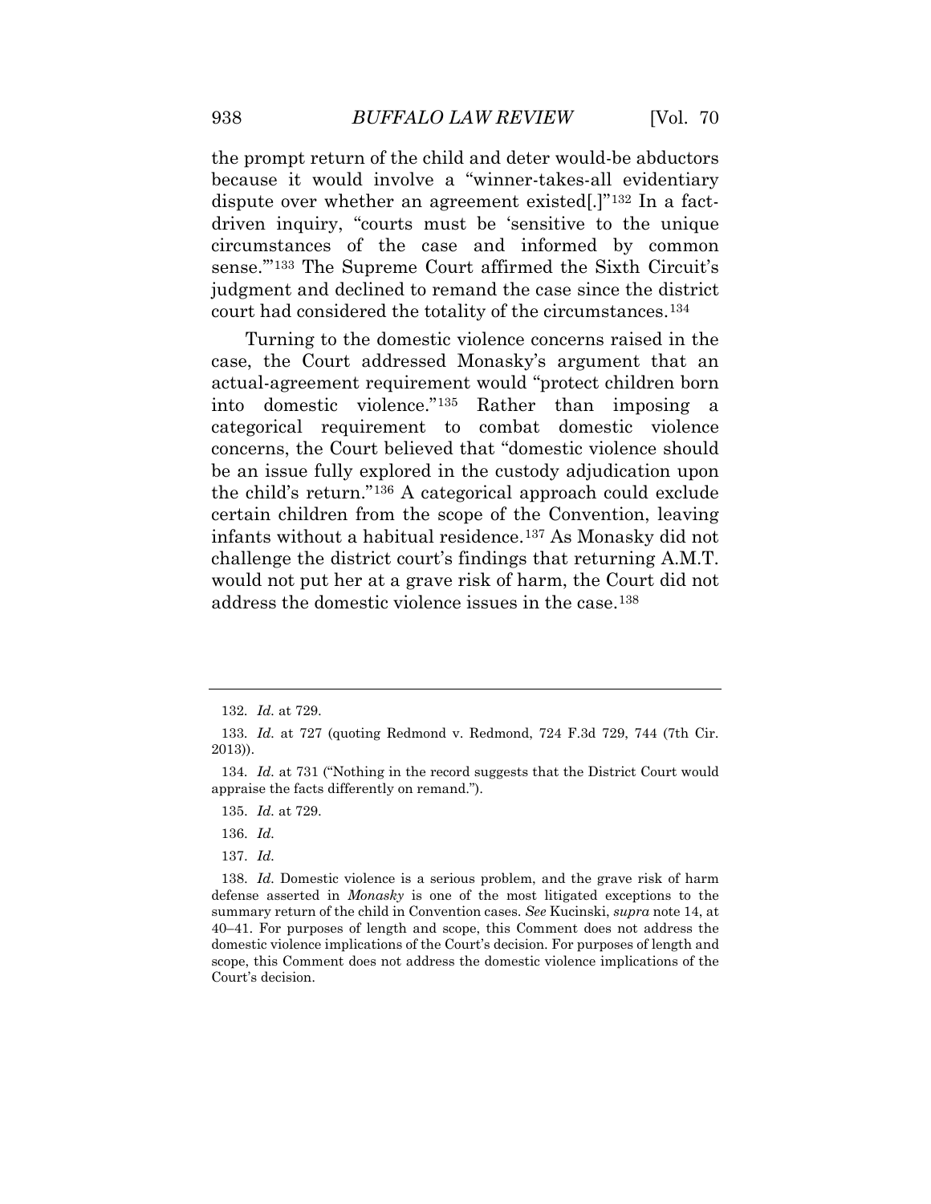the prompt return of the child and deter would-be abductors because it would involve a "winner-takes-all evidentiary dispute over whether an agreement existed[.]"[132] In a fact-driven inquiry, "courts must be 'sensitive to the unique circumstances of the case and informed by common sense.'"[133] The Supreme Court affirmed the Sixth Circuit's judgment and declined to remand the case since the district court had considered the totality of the circumstances.[134]

Turning to the domestic violence concerns raised in the case, the Court addressed Monasky's argument that an actual-agreement requirement would "protect children born into domestic violence."[135] Rather than imposing a categorical requirement to combat domestic violence concerns, the Court believed that "domestic violence should be an issue fully explored in the custody adjudication upon the child's return."[136] A categorical approach could exclude certain children from the scope of the Convention, leaving infants without a habitual residence.[137] As Monasky did not challenge the district court's findings that returning A.M.T. would not put her at a grave risk of harm, the Court did not address the domestic violence issues in the case.[138]

---

132. *Id.* at 729.

133. *Id.* at 727 (quoting Redmond v. Redmond, 724 F.3d 729, 744 (7th Cir. 2013)).

134. *Id.* at 731 ("Nothing in the record suggests that the District Court would appraise the facts differently on remand.").

135. *Id.* at 729.

136. *Id.*

137. *Id.*

138. *Id.* Domestic violence is a serious problem, and the grave risk of harm defense asserted in *Monasky* is one of the most litigated exceptions to the summary return of the child in Convention cases. *See* Kucinski, *supra* note 14, at 40–41. For purposes of length and scope, this Comment does not address the domestic violence implications of the Court's decision. For purposes of length and scope, this Comment does not address the domestic violence implications of the Court's decision.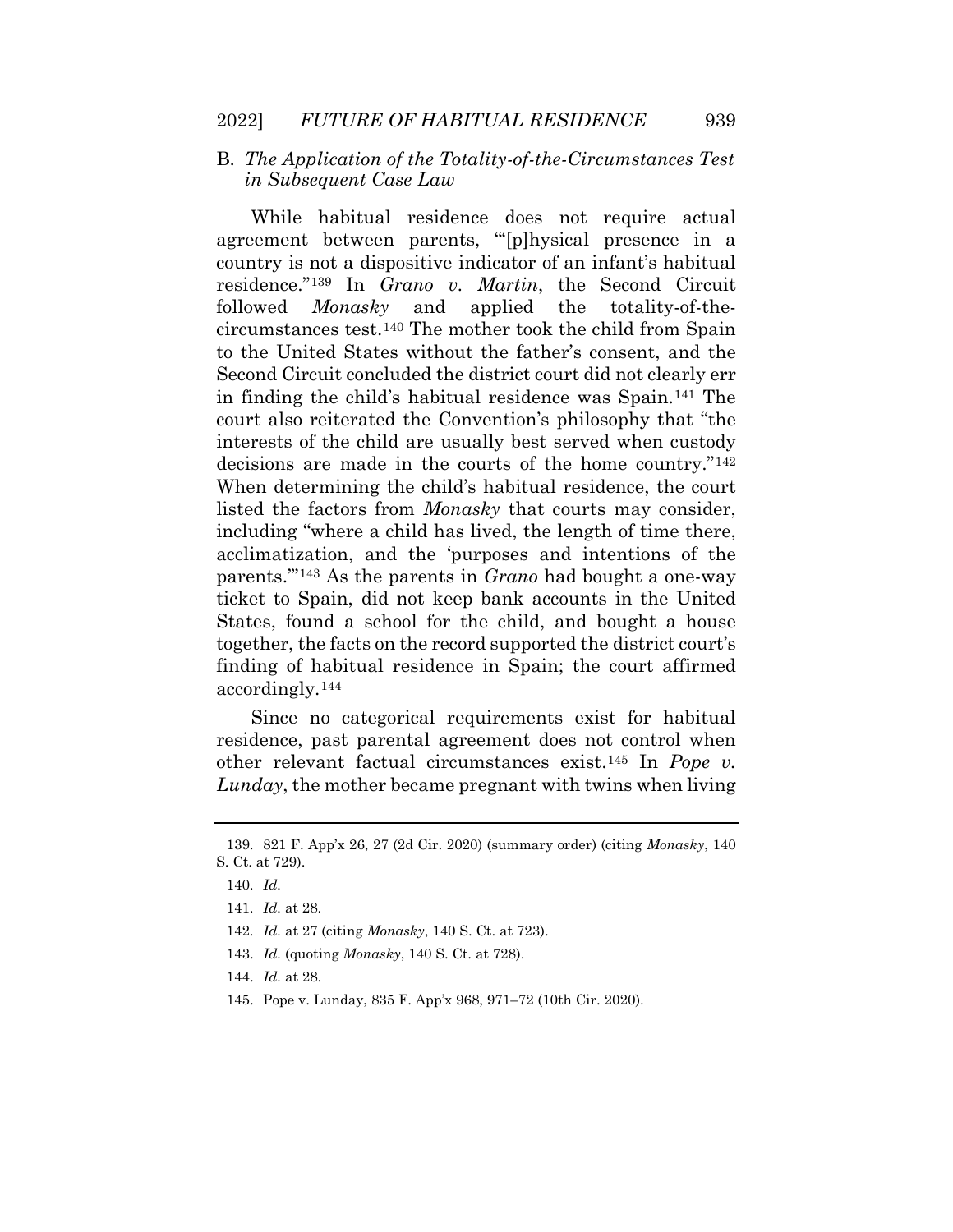### B. *The Application of the Totality-of-the-Circumstances Test in Subsequent Case Law*

While habitual residence does not require actual agreement between parents, "'[p]hysical presence in a country is not a dispositive indicator of an infant's habitual residence."[139] In *Grano v. Martin*, the Second Circuit followed *Monasky* and applied the totality-of-the-circumstances test.[140] The mother took the child from Spain to the United States without the father's consent, and the Second Circuit concluded the district court did not clearly err in finding the child's habitual residence was Spain.[141] The court also reiterated the Convention's philosophy that "the interests of the child are usually best served when custody decisions are made in the courts of the home country."[142] When determining the child's habitual residence, the court listed the factors from *Monasky* that courts may consider, including "where a child has lived, the length of time there, acclimatization, and the 'purposes and intentions of the parents.'"[143] As the parents in *Grano* had bought a one-way ticket to Spain, did not keep bank accounts in the United States, found a school for the child, and bought a house together, the facts on the record supported the district court's finding of habitual residence in Spain; the court affirmed accordingly.[144]

Since no categorical requirements exist for habitual residence, past parental agreement does not control when other relevant factual circumstances exist.[145] In *Pope v. Lunday*, the mother became pregnant with twins when living

---

139. 821 F. App'x 26, 27 (2d Cir. 2020) (summary order) (citing *Monasky*, 140 S. Ct. at 729).

140. *Id.*

141. *Id.* at 28.

142. *Id.* at 27 (citing *Monasky*, 140 S. Ct. at 723).

143. *Id.* (quoting *Monasky*, 140 S. Ct. at 728).

144. *Id.* at 28.

145. Pope v. Lunday, 835 F. App'x 968, 971–72 (10th Cir. 2020).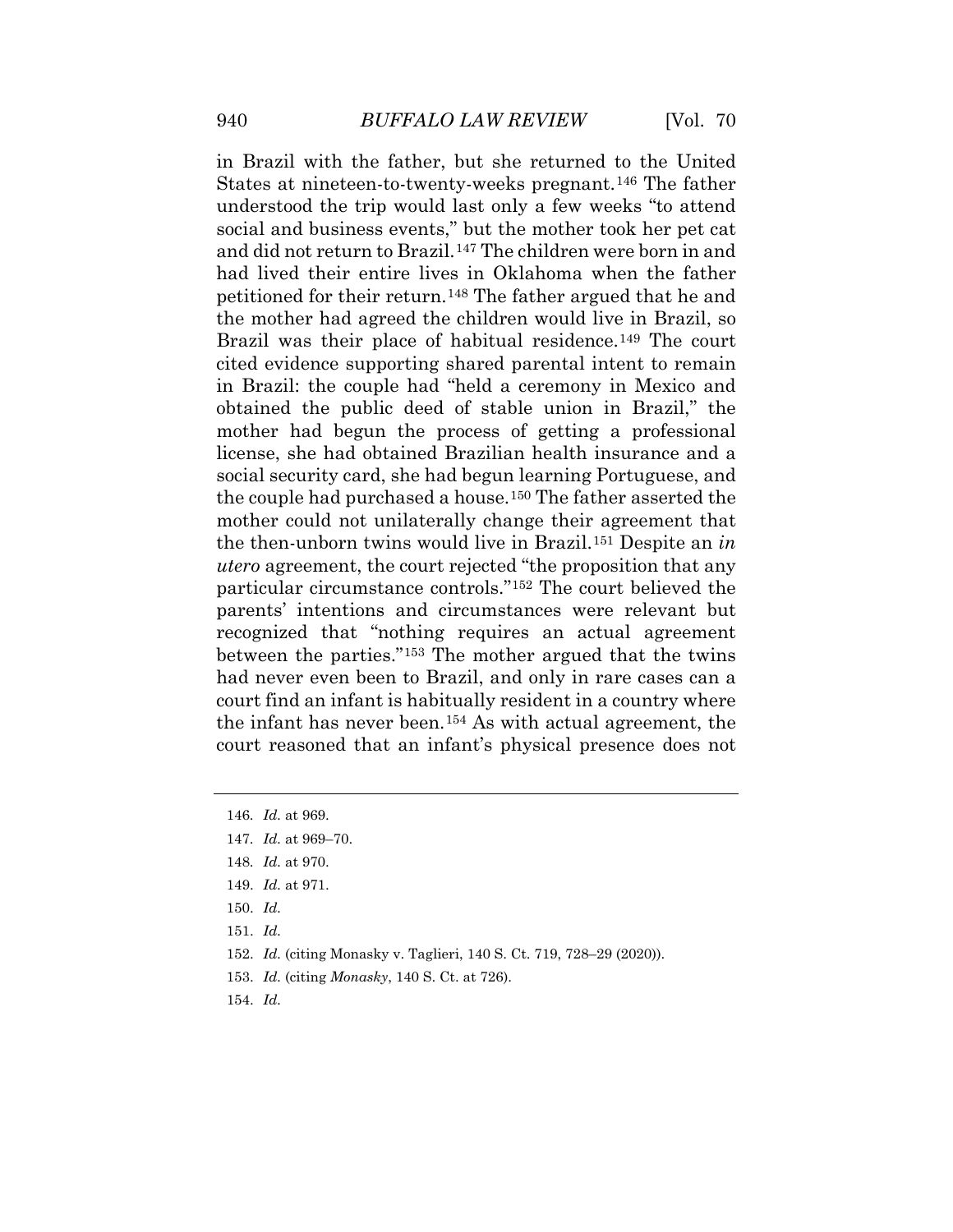in Brazil with the father, but she returned to the United States at nineteen-to-twenty-weeks pregnant.[146] The father understood the trip would last only a few weeks "to attend social and business events," but the mother took her pet cat and did not return to Brazil.[147] The children were born in and had lived their entire lives in Oklahoma when the father petitioned for their return.[148] The father argued that he and the mother had agreed the children would live in Brazil, so Brazil was their place of habitual residence.[149] The court cited evidence supporting shared parental intent to remain in Brazil: the couple had "held a ceremony in Mexico and obtained the public deed of stable union in Brazil," the mother had begun the process of getting a professional license, she had obtained Brazilian health insurance and a social security card, she had begun learning Portuguese, and the couple had purchased a house.[150] The father asserted the mother could not unilaterally change their agreement that the then-unborn twins would live in Brazil.[151] Despite an *in utero* agreement, the court rejected "the proposition that any particular circumstance controls."[152] The court believed the parents' intentions and circumstances were relevant but recognized that "nothing requires an actual agreement between the parties."[153] The mother argued that the twins had never even been to Brazil, and only in rare cases can a court find an infant is habitually resident in a country where the infant has never been.[154] As with actual agreement, the court reasoned that an infant's physical presence does not

---

146. *Id.* at 969.

147. *Id.* at 969–70.

148. *Id.* at 970.

149. *Id.* at 971.

150. *Id.*

151. *Id.*

152. *Id.* (citing Monasky v. Taglieri, 140 S. Ct. 719, 728–29 (2020)).

153. *Id.* (citing *Monasky*, 140 S. Ct. at 726).

154. *Id.*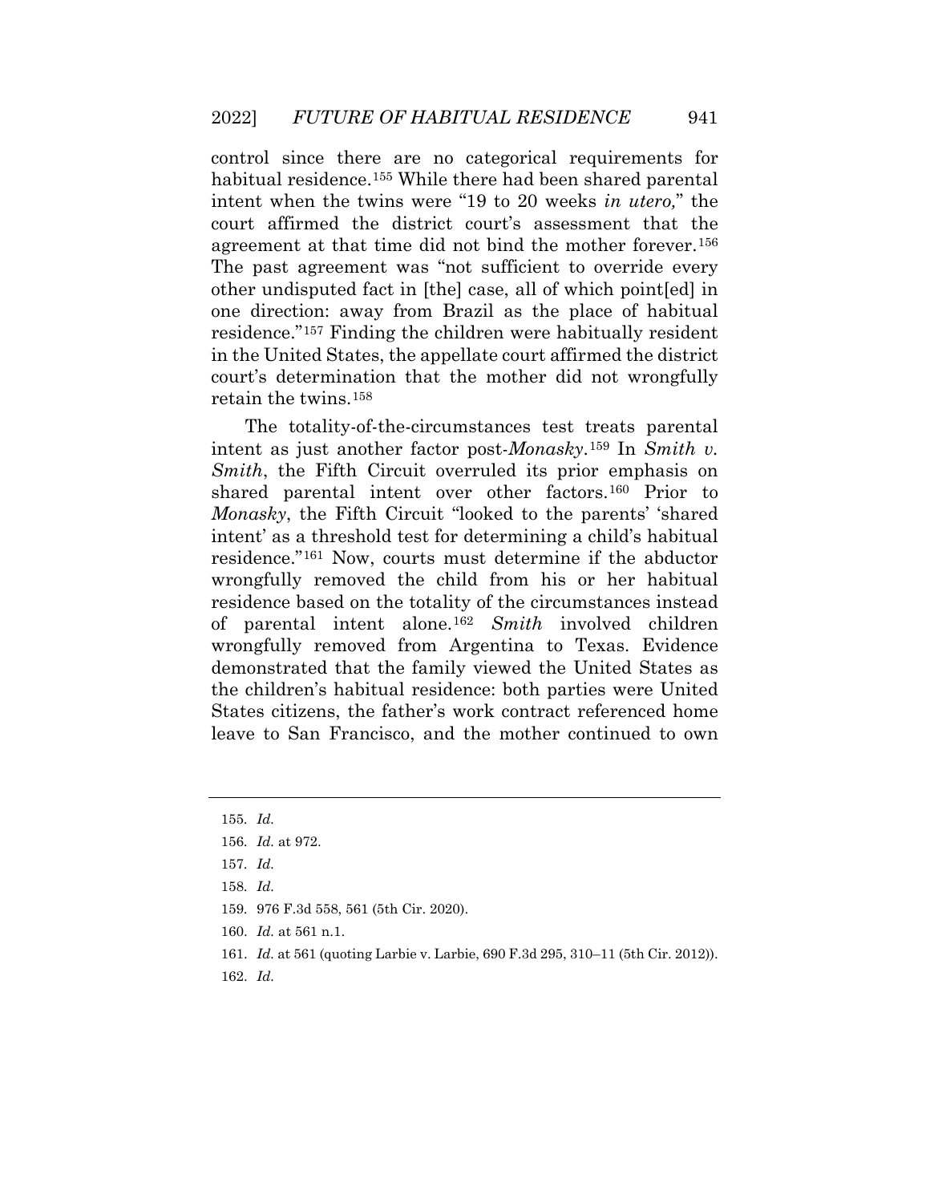control since there are no categorical requirements for habitual residence.[155] While there had been shared parental intent when the twins were "19 to 20 weeks *in utero,*" the court affirmed the district court's assessment that the agreement at that time did not bind the mother forever.[156] The past agreement was "not sufficient to override every other undisputed fact in [the] case, all of which point[ed] in one direction: away from Brazil as the place of habitual residence."[157] Finding the children were habitually resident in the United States, the appellate court affirmed the district court's determination that the mother did not wrongfully retain the twins.[158]

The totality-of-the-circumstances test treats parental intent as just another factor post-*Monasky*.[159] In *Smith v. Smith*, the Fifth Circuit overruled its prior emphasis on shared parental intent over other factors.[160] Prior to *Monasky*, the Fifth Circuit "looked to the parents' 'shared intent' as a threshold test for determining a child's habitual residence."[161] Now, courts must determine if the abductor wrongfully removed the child from his or her habitual residence based on the totality of the circumstances instead of parental intent alone.[162] *Smith* involved children wrongfully removed from Argentina to Texas. Evidence demonstrated that the family viewed the United States as the children's habitual residence: both parties were United States citizens, the father's work contract referenced home leave to San Francisco, and the mother continued to own

---

155. *Id.*

156. *Id.* at 972.

157. *Id.*

158. *Id.*

159. 976 F.3d 558, 561 (5th Cir. 2020).

160. *Id.* at 561 n.1.

161. *Id.* at 561 (quoting Larbie v. Larbie, 690 F.3d 295, 310–11 (5th Cir. 2012)).

162. *Id.*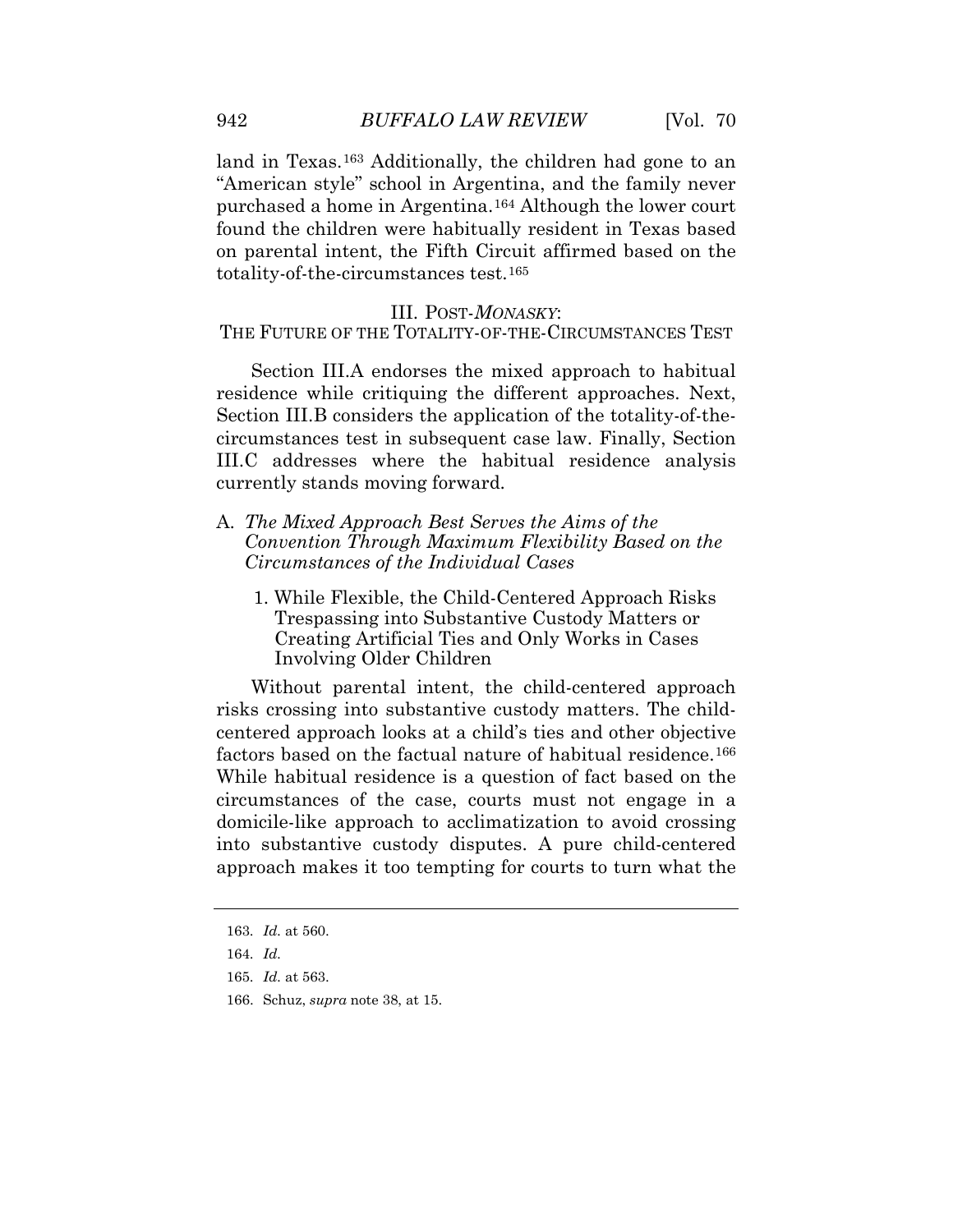land in Texas.[163] Additionally, the children had gone to an "American style" school in Argentina, and the family never purchased a home in Argentina.[164] Although the lower court found the children were habitually resident in Texas based on parental intent, the Fifth Circuit affirmed based on the totality-of-the-circumstances test.[165]

## III. POST-*MONASKY*: THE FUTURE OF THE TOTALITY-OF-THE-CIRCUMSTANCES TEST

Section III.A endorses the mixed approach to habitual residence while critiquing the different approaches. Next, Section III.B considers the application of the totality-of-the-circumstances test in subsequent case law. Finally, Section III.C addresses where the habitual residence analysis currently stands moving forward.

### A. *The Mixed Approach Best Serves the Aims of the Convention Through Maximum Flexibility Based on the Circumstances of the Individual Cases*

#### 1. While Flexible, the Child-Centered Approach Risks Trespassing into Substantive Custody Matters or Creating Artificial Ties and Only Works in Cases Involving Older Children

Without parental intent, the child-centered approach risks crossing into substantive custody matters. The child-centered approach looks at a child's ties and other objective factors based on the factual nature of habitual residence.[166] While habitual residence is a question of fact based on the circumstances of the case, courts must not engage in a domicile-like approach to acclimatization to avoid crossing into substantive custody disputes. A pure child-centered approach makes it too tempting for courts to turn what the

---

163. *Id.* at 560.

164. *Id.*

165. *Id.* at 563.

166. Schuz, *supra* note 38, at 15.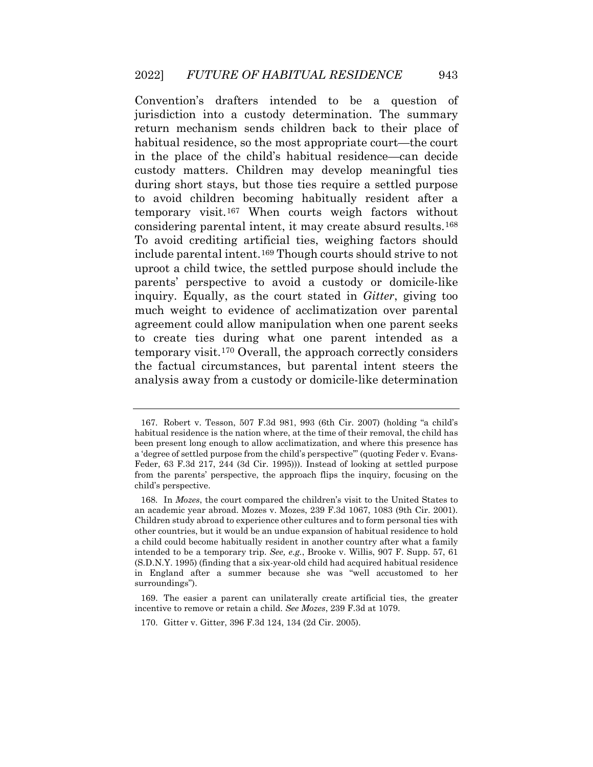Convention's drafters intended to be a question of jurisdiction into a custody determination. The summary return mechanism sends children back to their place of habitual residence, so the most appropriate court—the court in the place of the child's habitual residence—can decide custody matters. Children may develop meaningful ties during short stays, but those ties require a settled purpose to avoid children becoming habitually resident after a temporary visit.[167] When courts weigh factors without considering parental intent, it may create absurd results.[168] To avoid crediting artificial ties, weighing factors should include parental intent.[169] Though courts should strive to not uproot a child twice, the settled purpose should include the parents' perspective to avoid a custody or domicile-like inquiry. Equally, as the court stated in *Gitter*, giving too much weight to evidence of acclimatization over parental agreement could allow manipulation when one parent seeks to create ties during what one parent intended as a temporary visit.[170] Overall, the approach correctly considers the factual circumstances, but parental intent steers the analysis away from a custody or domicile-like determination

---

167. Robert v. Tesson, 507 F.3d 981, 993 (6th Cir. 2007) (holding "a child's habitual residence is the nation where, at the time of their removal, the child has been present long enough to allow acclimatization, and where this presence has a 'degree of settled purpose from the child's perspective'" (quoting Feder v. Evans-Feder, 63 F.3d 217, 244 (3d Cir. 1995))). Instead of looking at settled purpose from the parents' perspective, the approach flips the inquiry, focusing on the child's perspective.

168. In *Mozes*, the court compared the children's visit to the United States to an academic year abroad. Mozes v. Mozes, 239 F.3d 1067, 1083 (9th Cir. 2001). Children study abroad to experience other cultures and to form personal ties with other countries, but it would be an undue expansion of habitual residence to hold a child could become habitually resident in another country after what a family intended to be a temporary trip. *See, e.g.*, Brooke v. Willis, 907 F. Supp. 57, 61 (S.D.N.Y. 1995) (finding that a six-year-old child had acquired habitual residence in England after a summer because she was "well accustomed to her surroundings").

169. The easier a parent can unilaterally create artificial ties, the greater incentive to remove or retain a child. *See Mozes*, 239 F.3d at 1079.

170. Gitter v. Gitter, 396 F.3d 124, 134 (2d Cir. 2005).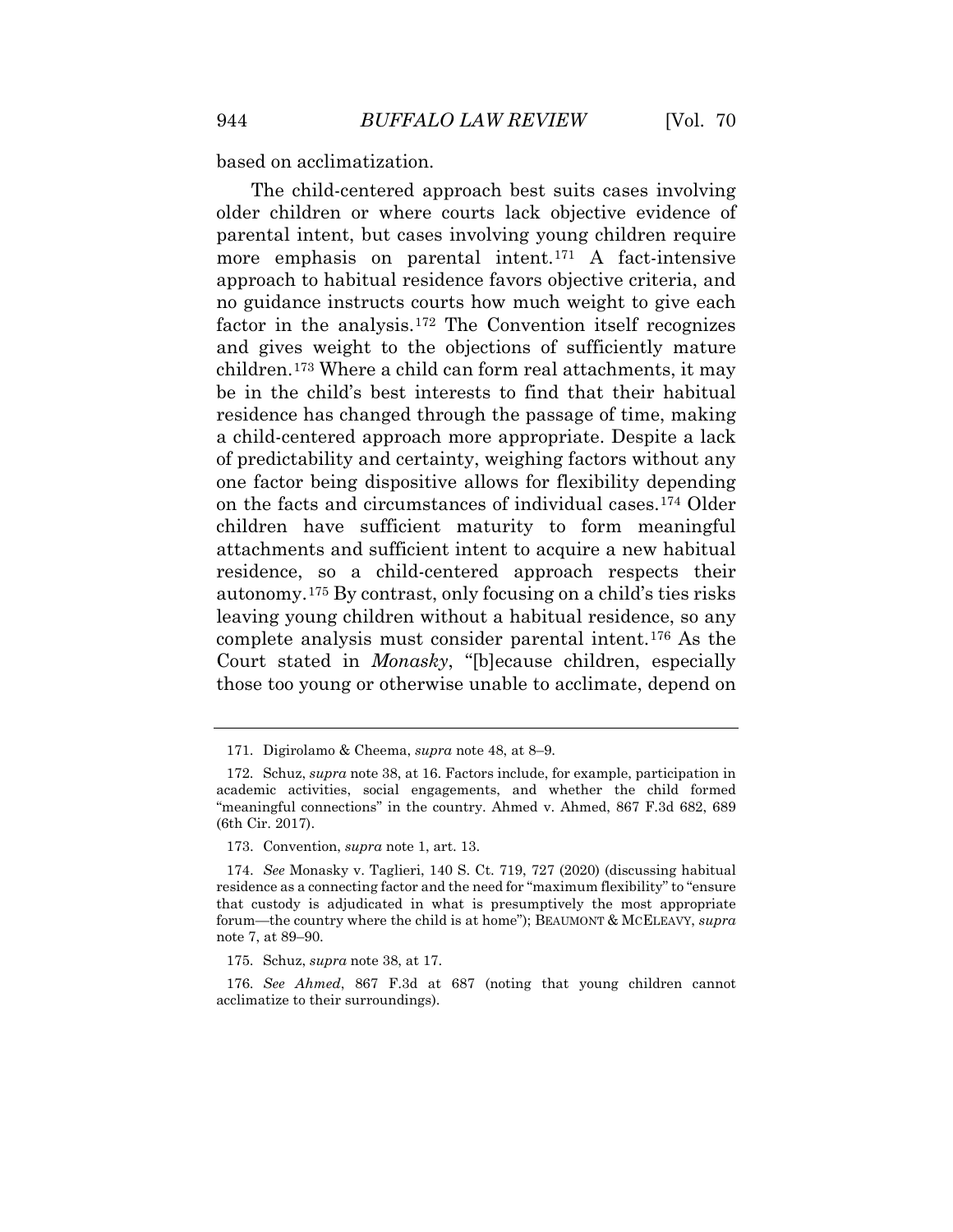based on acclimatization.

The child-centered approach best suits cases involving older children or where courts lack objective evidence of parental intent, but cases involving young children require more emphasis on parental intent.[171] A fact-intensive approach to habitual residence favors objective criteria, and no guidance instructs courts how much weight to give each factor in the analysis.[172] The Convention itself recognizes and gives weight to the objections of sufficiently mature children.[173] Where a child can form real attachments, it may be in the child's best interests to find that their habitual residence has changed through the passage of time, making a child-centered approach more appropriate. Despite a lack of predictability and certainty, weighing factors without any one factor being dispositive allows for flexibility depending on the facts and circumstances of individual cases.[174] Older children have sufficient maturity to form meaningful attachments and sufficient intent to acquire a new habitual residence, so a child-centered approach respects their autonomy.[175] By contrast, only focusing on a child's ties risks leaving young children without a habitual residence, so any complete analysis must consider parental intent.[176] As the Court stated in *Monasky*, "[b]ecause children, especially those too young or otherwise unable to acclimate, depend on

---

171. Digirolamo & Cheema, *supra* note 48, at 8–9.

172. Schuz, *supra* note 38, at 16. Factors include, for example, participation in academic activities, social engagements, and whether the child formed "meaningful connections" in the country. Ahmed v. Ahmed, 867 F.3d 682, 689 (6th Cir. 2017).

173. Convention, *supra* note 1, art. 13.

174. *See* Monasky v. Taglieri, 140 S. Ct. 719, 727 (2020) (discussing habitual residence as a connecting factor and the need for "maximum flexibility" to "ensure that custody is adjudicated in what is presumptively the most appropriate forum—the country where the child is at home"); BEAUMONT & MCELEAVY, *supra* note 7, at 89–90.

175. Schuz, *supra* note 38, at 17.

176. *See Ahmed*, 867 F.3d at 687 (noting that young children cannot acclimatize to their surroundings).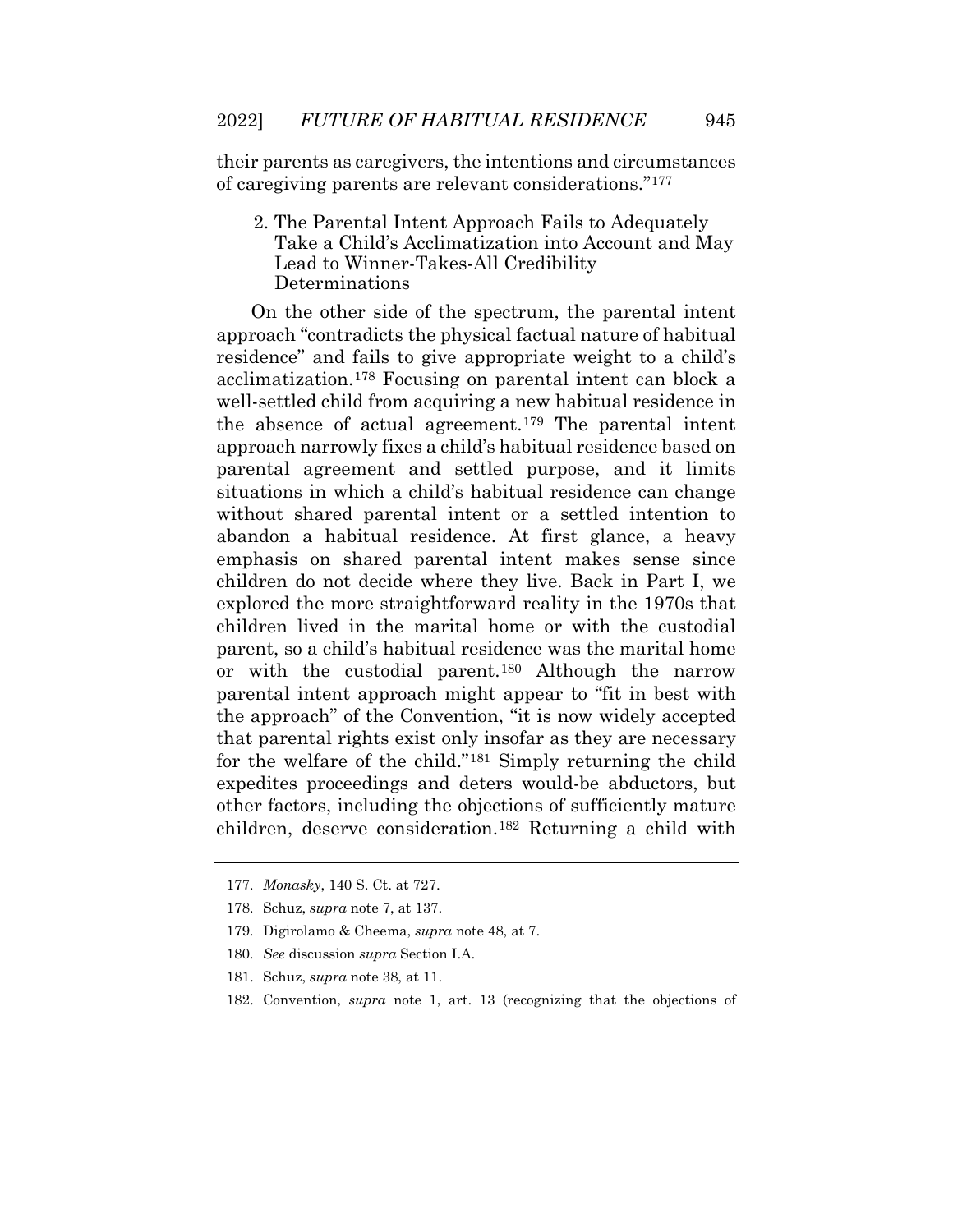their parents as caregivers, the intentions and circumstances of caregiving parents are relevant considerations."[177]

### 2. The Parental Intent Approach Fails to Adequately Take a Child's Acclimatization into Account and May Lead to Winner-Takes-All Credibility Determinations

On the other side of the spectrum, the parental intent approach "contradicts the physical factual nature of habitual residence" and fails to give appropriate weight to a child's acclimatization.[178] Focusing on parental intent can block a well-settled child from acquiring a new habitual residence in the absence of actual agreement.[179] The parental intent approach narrowly fixes a child's habitual residence based on parental agreement and settled purpose, and it limits situations in which a child's habitual residence can change without shared parental intent or a settled intention to abandon a habitual residence. At first glance, a heavy emphasis on shared parental intent makes sense since children do not decide where they live. Back in Part I, we explored the more straightforward reality in the 1970s that children lived in the marital home or with the custodial parent, so a child's habitual residence was the marital home or with the custodial parent.[180] Although the narrow parental intent approach might appear to "fit in best with the approach" of the Convention, "it is now widely accepted that parental rights exist only insofar as they are necessary for the welfare of the child."[181] Simply returning the child expedites proceedings and deters would-be abductors, but other factors, including the objections of sufficiently mature children, deserve consideration.[182] Returning a child with

177. *Monasky*, 140 S. Ct. at 727.

178. Schuz, *supra* note 7, at 137.

179. Digirolamo & Cheema, *supra* note 48, at 7.

180. *See* discussion *supra* Section I.A.

181. Schuz, *supra* note 38, at 11.

182. Convention, *supra* note 1, art. 13 (recognizing that the objections of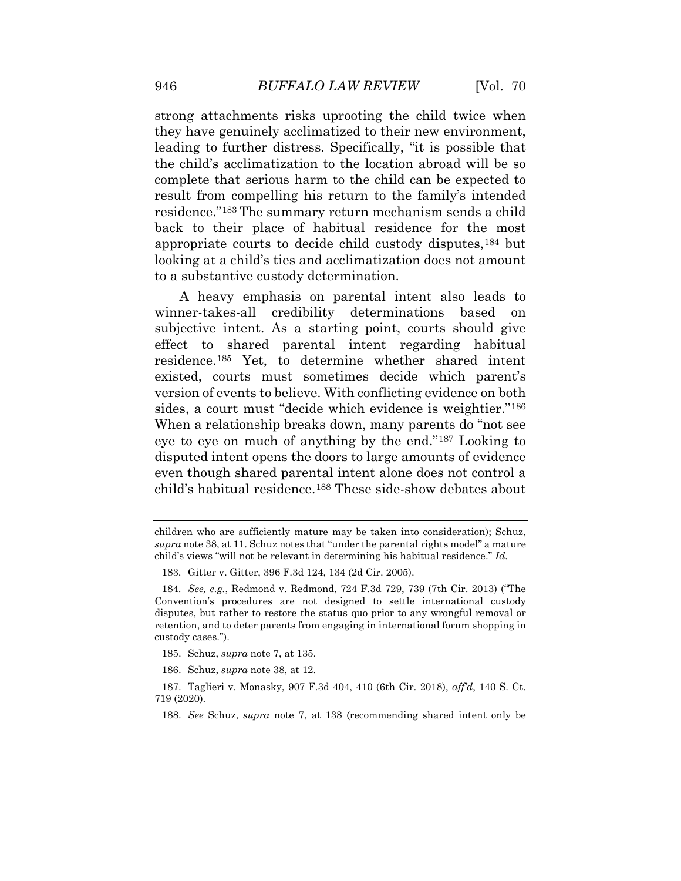strong attachments risks uprooting the child twice when they have genuinely acclimatized to their new environment, leading to further distress. Specifically, "it is possible that the child's acclimatization to the location abroad will be so complete that serious harm to the child can be expected to result from compelling his return to the family's intended residence."[183] The summary return mechanism sends a child back to their place of habitual residence for the most appropriate courts to decide child custody disputes,[184] but looking at a child's ties and acclimatization does not amount to a substantive custody determination.

A heavy emphasis on parental intent also leads to winner-takes-all credibility determinations based on subjective intent. As a starting point, courts should give effect to shared parental intent regarding habitual residence.[185] Yet, to determine whether shared intent existed, courts must sometimes decide which parent's version of events to believe. With conflicting evidence on both sides, a court must "decide which evidence is weightier."[186] When a relationship breaks down, many parents do "not see eye to eye on much of anything by the end."[187] Looking to disputed intent opens the doors to large amounts of evidence even though shared parental intent alone does not control a child's habitual residence.[188] These side-show debates about

---

children who are sufficiently mature may be taken into consideration); Schuz, *supra* note 38, at 11. Schuz notes that "under the parental rights model" a mature child's views "will not be relevant in determining his habitual residence." *Id.*

183. Gitter v. Gitter, 396 F.3d 124, 134 (2d Cir. 2005).

184. *See, e.g.*, Redmond v. Redmond, 724 F.3d 729, 739 (7th Cir. 2013) ("The Convention's procedures are not designed to settle international custody disputes, but rather to restore the status quo prior to any wrongful removal or retention, and to deter parents from engaging in international forum shopping in custody cases.").

185. Schuz, *supra* note 7, at 135.

186. Schuz, *supra* note 38, at 12.

187. Taglieri v. Monasky, 907 F.3d 404, 410 (6th Cir. 2018), *aff'd*, 140 S. Ct. 719 (2020).

188. *See* Schuz, *supra* note 7, at 138 (recommending shared intent only be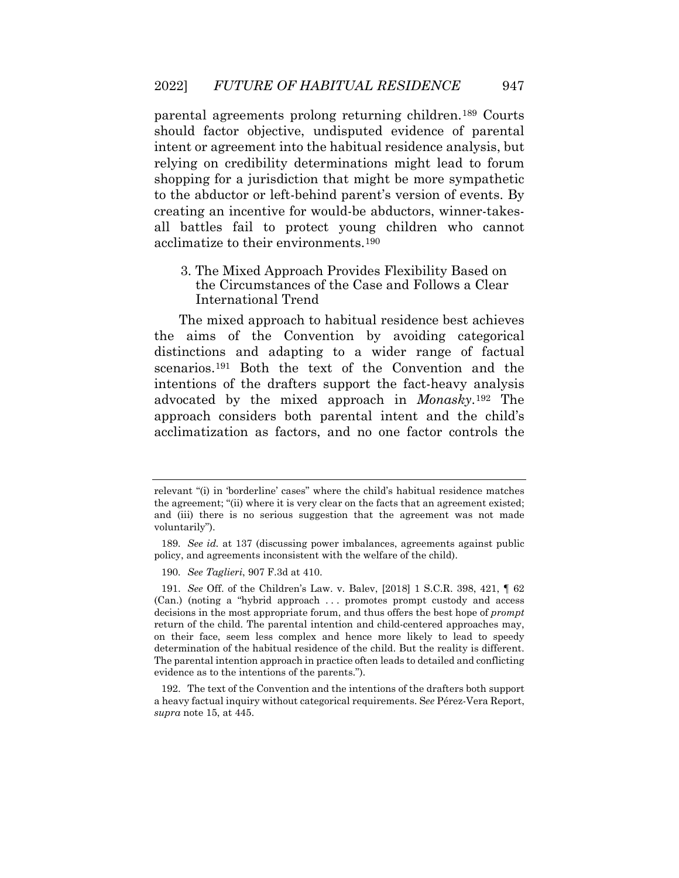parental agreements prolong returning children.[189] Courts should factor objective, undisputed evidence of parental intent or agreement into the habitual residence analysis, but relying on credibility determinations might lead to forum shopping for a jurisdiction that might be more sympathetic to the abductor or left-behind parent's version of events. By creating an incentive for would-be abductors, winner-takes-all battles fail to protect young children who cannot acclimatize to their environments.[190]

### 3. The Mixed Approach Provides Flexibility Based on the Circumstances of the Case and Follows a Clear International Trend

The mixed approach to habitual residence best achieves the aims of the Convention by avoiding categorical distinctions and adapting to a wider range of factual scenarios.[191] Both the text of the Convention and the intentions of the drafters support the fact-heavy analysis advocated by the mixed approach in *Monasky*.[192] The approach considers both parental intent and the child's acclimatization as factors, and no one factor controls the

---

relevant "(i) in 'borderline' cases" where the child's habitual residence matches the agreement; "(ii) where it is very clear on the facts that an agreement existed; and (iii) there is no serious suggestion that the agreement was not made voluntarily").

189. *See id.* at 137 (discussing power imbalances, agreements against public policy, and agreements inconsistent with the welfare of the child).

190. *See Taglieri*, 907 F.3d at 410.

191. *See* Off. of the Children's Law. v. Balev, [2018] 1 S.C.R. 398, 421, ¶ 62 (Can.) (noting a "hybrid approach . . . promotes prompt custody and access decisions in the most appropriate forum, and thus offers the best hope of *prompt* return of the child. The parental intention and child-centered approaches may, on their face, seem less complex and hence more likely to lead to speedy determination of the habitual residence of the child. But the reality is different. The parental intention approach in practice often leads to detailed and conflicting evidence as to the intentions of the parents.").

192. The text of the Convention and the intentions of the drafters both support a heavy factual inquiry without categorical requirements. S*ee* Pérez-Vera Report, *supra* note 15, at 445.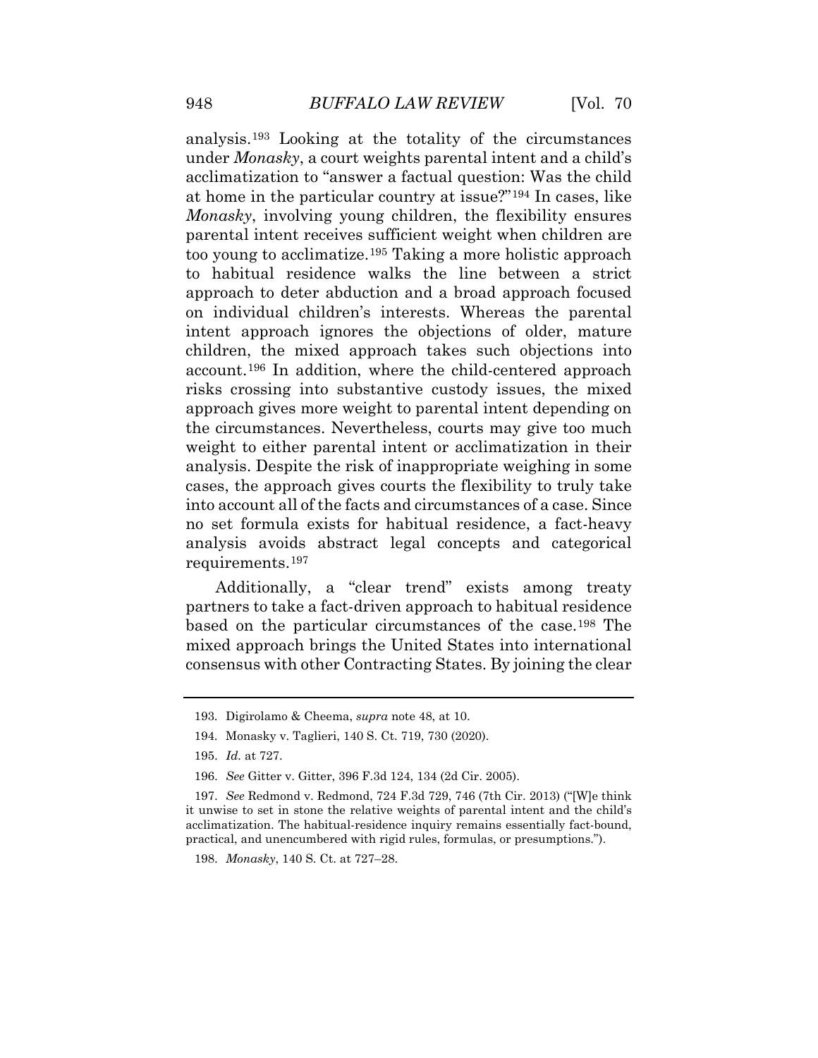analysis.[193] Looking at the totality of the circumstances under *Monasky*, a court weights parental intent and a child's acclimatization to "answer a factual question: Was the child at home in the particular country at issue?"[194] In cases, like *Monasky*, involving young children, the flexibility ensures parental intent receives sufficient weight when children are too young to acclimatize.[195] Taking a more holistic approach to habitual residence walks the line between a strict approach to deter abduction and a broad approach focused on individual children's interests. Whereas the parental intent approach ignores the objections of older, mature children, the mixed approach takes such objections into account.[196] In addition, where the child-centered approach risks crossing into substantive custody issues, the mixed approach gives more weight to parental intent depending on the circumstances. Nevertheless, courts may give too much weight to either parental intent or acclimatization in their analysis. Despite the risk of inappropriate weighing in some cases, the approach gives courts the flexibility to truly take into account all of the facts and circumstances of a case. Since no set formula exists for habitual residence, a fact-heavy analysis avoids abstract legal concepts and categorical requirements.[197]

Additionally, a "clear trend" exists among treaty partners to take a fact-driven approach to habitual residence based on the particular circumstances of the case.[198] The mixed approach brings the United States into international consensus with other Contracting States. By joining the clear

---

193. Digirolamo & Cheema, *supra* note 48, at 10.

194. Monasky v. Taglieri, 140 S. Ct. 719, 730 (2020).

195. *Id.* at 727.

196. *See* Gitter v. Gitter, 396 F.3d 124, 134 (2d Cir. 2005).

197. *See* Redmond v. Redmond, 724 F.3d 729, 746 (7th Cir. 2013) ("[W]e think it unwise to set in stone the relative weights of parental intent and the child's acclimatization. The habitual-residence inquiry remains essentially fact-bound, practical, and unencumbered with rigid rules, formulas, or presumptions.").

198. *Monasky*, 140 S. Ct. at 727–28.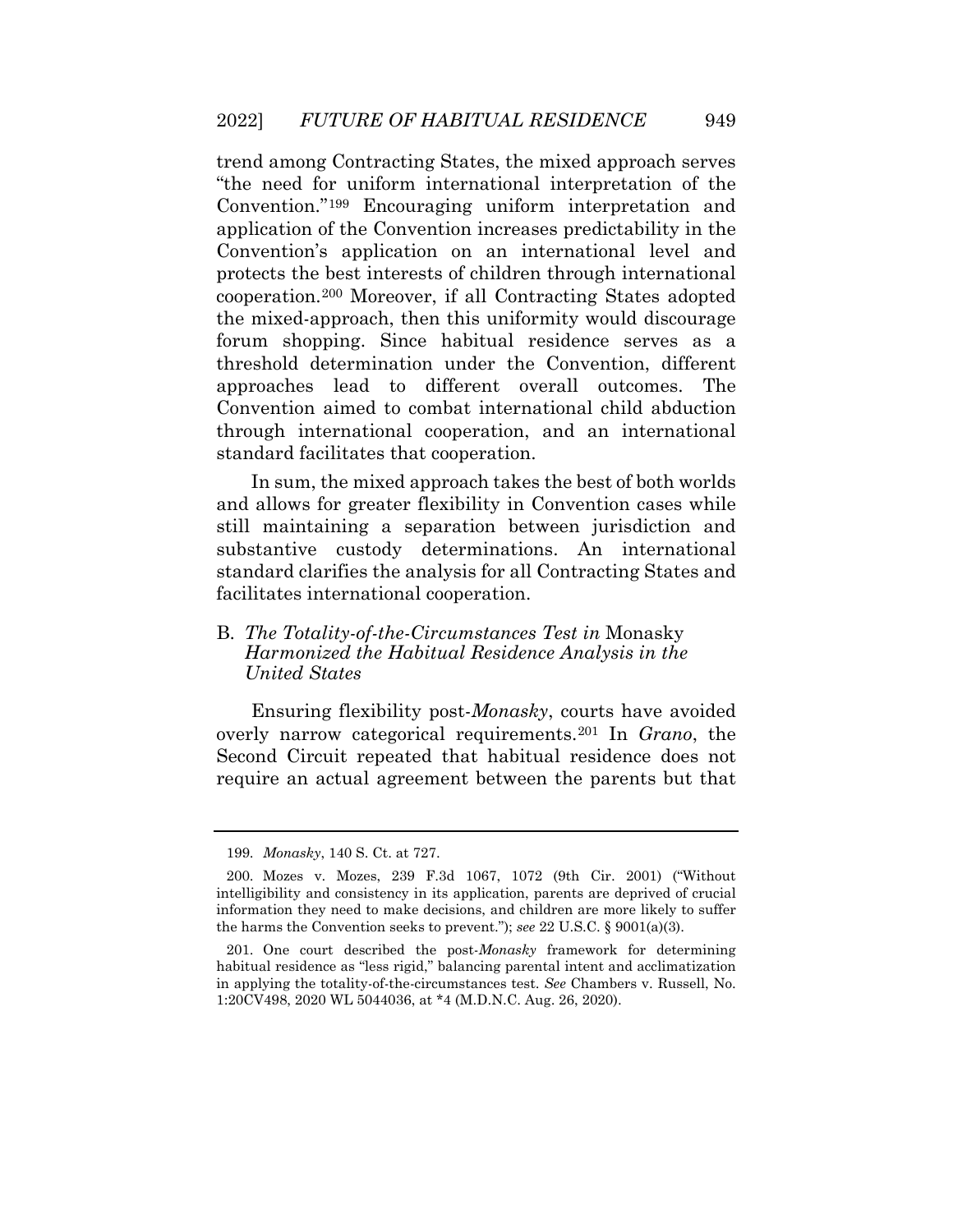trend among Contracting States, the mixed approach serves "the need for uniform international interpretation of the Convention."[199] Encouraging uniform interpretation and application of the Convention increases predictability in the Convention's application on an international level and protects the best interests of children through international cooperation.[200] Moreover, if all Contracting States adopted the mixed-approach, then this uniformity would discourage forum shopping. Since habitual residence serves as a threshold determination under the Convention, different approaches lead to different overall outcomes. The Convention aimed to combat international child abduction through international cooperation, and an international standard facilitates that cooperation.

In sum, the mixed approach takes the best of both worlds and allows for greater flexibility in Convention cases while still maintaining a separation between jurisdiction and substantive custody determinations. An international standard clarifies the analysis for all Contracting States and facilitates international cooperation.

### B. *The Totality-of-the-Circumstances Test in* Monasky *Harmonized the Habitual Residence Analysis in the United States*

Ensuring flexibility post-*Monasky*, courts have avoided overly narrow categorical requirements.[201] In *Grano*, the Second Circuit repeated that habitual residence does not require an actual agreement between the parents but that

---

199. *Monasky*, 140 S. Ct. at 727.

200. Mozes v. Mozes, 239 F.3d 1067, 1072 (9th Cir. 2001) ("Without intelligibility and consistency in its application, parents are deprived of crucial information they need to make decisions, and children are more likely to suffer the harms the Convention seeks to prevent."); *see* 22 U.S.C. § 9001(a)(3).

201. One court described the post-*Monasky* framework for determining habitual residence as "less rigid," balancing parental intent and acclimatization in applying the totality-of-the-circumstances test. *See* Chambers v. Russell, No. 1:20CV498, 2020 WL 5044036, at *4 (M.D.N.C. Aug. 26, 2020).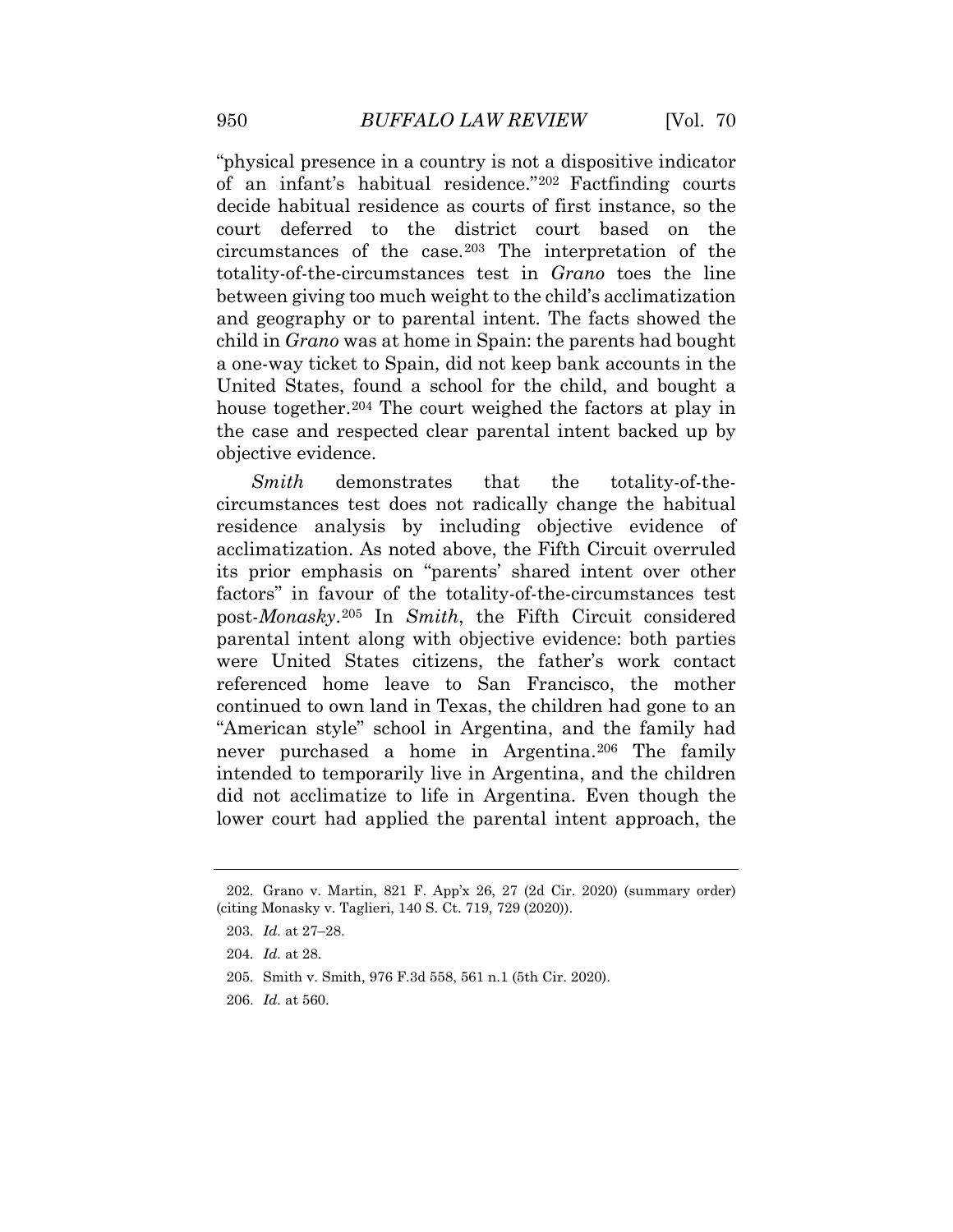"physical presence in a country is not a dispositive indicator of an infant's habitual residence."[202] Factfinding courts decide habitual residence as courts of first instance, so the court deferred to the district court based on the circumstances of the case.[203] The interpretation of the totality-of-the-circumstances test in *Grano* toes the line between giving too much weight to the child's acclimatization and geography or to parental intent. The facts showed the child in *Grano* was at home in Spain: the parents had bought a one-way ticket to Spain, did not keep bank accounts in the United States, found a school for the child, and bought a house together.[204] The court weighed the factors at play in the case and respected clear parental intent backed up by objective evidence.

*Smith* demonstrates that the totality-of-the-circumstances test does not radically change the habitual residence analysis by including objective evidence of acclimatization. As noted above, the Fifth Circuit overruled its prior emphasis on "parents' shared intent over other factors" in favour of the totality-of-the-circumstances test post-*Monasky*.[205] In *Smith*, the Fifth Circuit considered parental intent along with objective evidence: both parties were United States citizens, the father's work contact referenced home leave to San Francisco, the mother continued to own land in Texas, the children had gone to an "American style" school in Argentina, and the family had never purchased a home in Argentina.[206] The family intended to temporarily live in Argentina, and the children did not acclimatize to life in Argentina. Even though the lower court had applied the parental intent approach, the

---

202. Grano v. Martin, 821 F. App'x 26, 27 (2d Cir. 2020) (summary order) (citing Monasky v. Taglieri, 140 S. Ct. 719, 729 (2020)).

203. *Id.* at 27–28.

204. *Id.* at 28.

205. Smith v. Smith, 976 F.3d 558, 561 n.1 (5th Cir. 2020).

206. *Id.* at 560.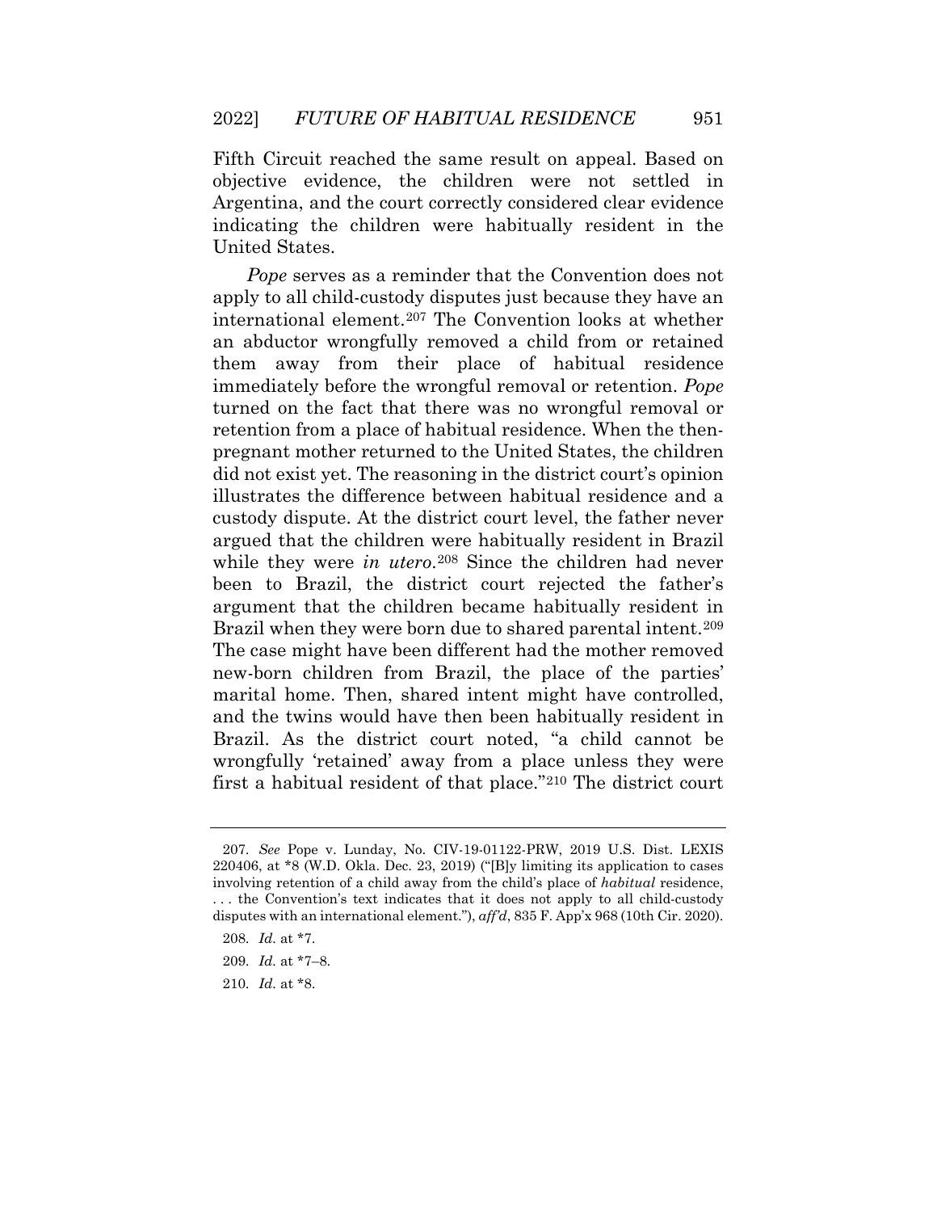Fifth Circuit reached the same result on appeal. Based on objective evidence, the children were not settled in Argentina, and the court correctly considered clear evidence indicating the children were habitually resident in the United States.

*Pope* serves as a reminder that the Convention does not apply to all child-custody disputes just because they have an international element.[207] The Convention looks at whether an abductor wrongfully removed a child from or retained them away from their place of habitual residence immediately before the wrongful removal or retention. *Pope* turned on the fact that there was no wrongful removal or retention from a place of habitual residence. When the then-pregnant mother returned to the United States, the children did not exist yet. The reasoning in the district court's opinion illustrates the difference between habitual residence and a custody dispute. At the district court level, the father never argued that the children were habitually resident in Brazil while they were *in utero*.[208] Since the children had never been to Brazil, the district court rejected the father's argument that the children became habitually resident in Brazil when they were born due to shared parental intent.[209] The case might have been different had the mother removed new-born children from Brazil, the place of the parties' marital home. Then, shared intent might have controlled, and the twins would have then been habitually resident in Brazil. As the district court noted, "a child cannot be wrongfully 'retained' away from a place unless they were first a habitual resident of that place."[210] The district court

---

207. *See* Pope v. Lunday, No. CIV-19-01122-PRW, 2019 U.S. Dist. LEXIS 220406, at *8 (W.D. Okla. Dec. 23, 2019) ("[B]y limiting its application to cases involving retention of a child away from the child's place of *habitual* residence, . . . the Convention's text indicates that it does not apply to all child-custody disputes with an international element."), *aff'd*, 835 F. App'x 968 (10th Cir. 2020).

208. *Id.* at *7.

209. *Id.* at *7–8.

210. *Id.* at *8.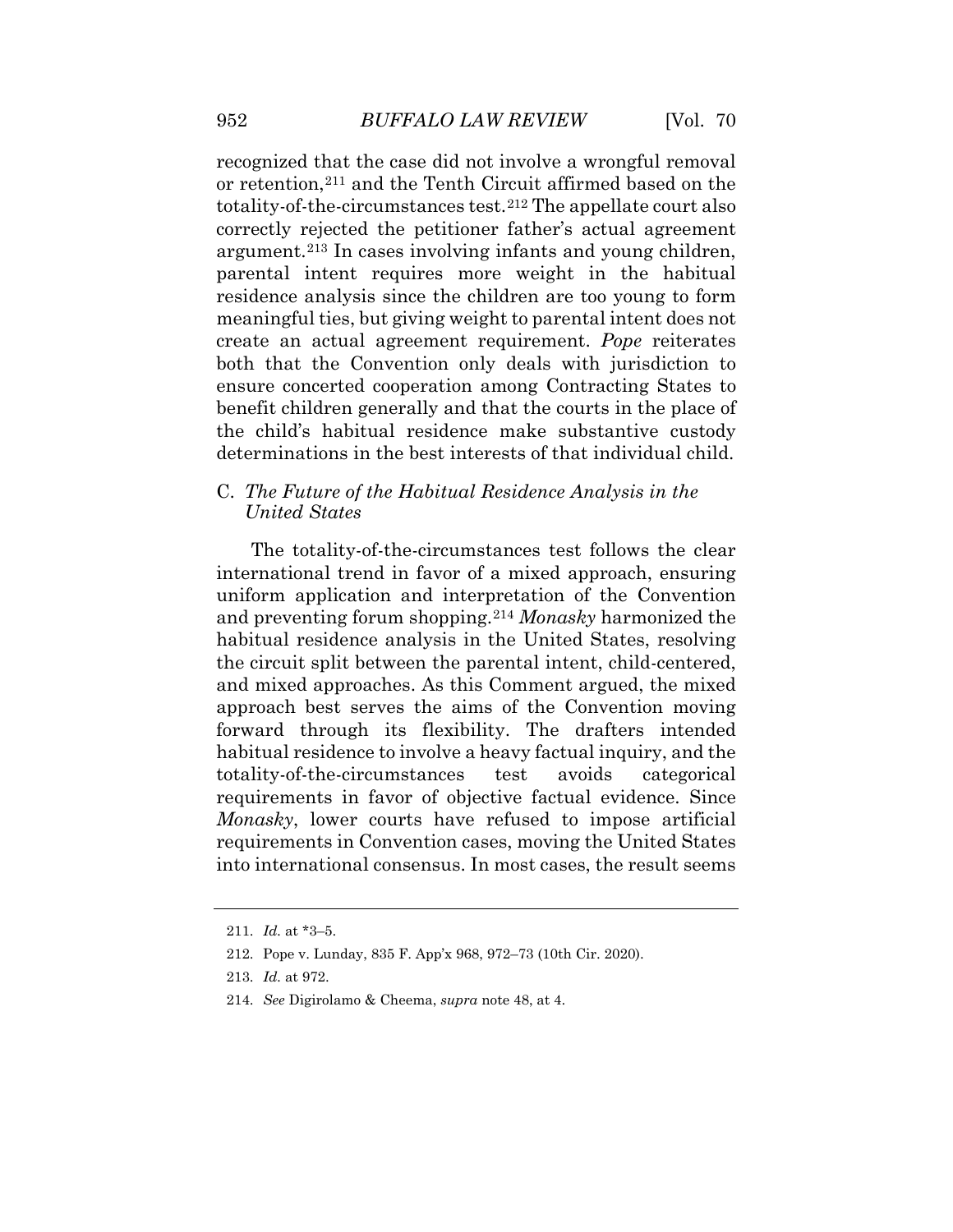recognized that the case did not involve a wrongful removal or retention,[211] and the Tenth Circuit affirmed based on the totality-of-the-circumstances test.[212] The appellate court also correctly rejected the petitioner father's actual agreement argument.[213] In cases involving infants and young children, parental intent requires more weight in the habitual residence analysis since the children are too young to form meaningful ties, but giving weight to parental intent does not create an actual agreement requirement. *Pope* reiterates both that the Convention only deals with jurisdiction to ensure concerted cooperation among Contracting States to benefit children generally and that the courts in the place of the child's habitual residence make substantive custody determinations in the best interests of that individual child.

### C. *The Future of the Habitual Residence Analysis in the United States*

The totality-of-the-circumstances test follows the clear international trend in favor of a mixed approach, ensuring uniform application and interpretation of the Convention and preventing forum shopping.[214] *Monasky* harmonized the habitual residence analysis in the United States, resolving the circuit split between the parental intent, child-centered, and mixed approaches. As this Comment argued, the mixed approach best serves the aims of the Convention moving forward through its flexibility. The drafters intended habitual residence to involve a heavy factual inquiry, and the totality-of-the-circumstances test avoids categorical requirements in favor of objective factual evidence. Since *Monasky*, lower courts have refused to impose artificial requirements in Convention cases, moving the United States into international consensus. In most cases, the result seems

---

211. *Id.* at *3–5.

212. Pope v. Lunday, 835 F. App'x 968, 972–73 (10th Cir. 2020).

213. *Id.* at 972.

214. *See* Digirolamo & Cheema, *supra* note 48, at 4.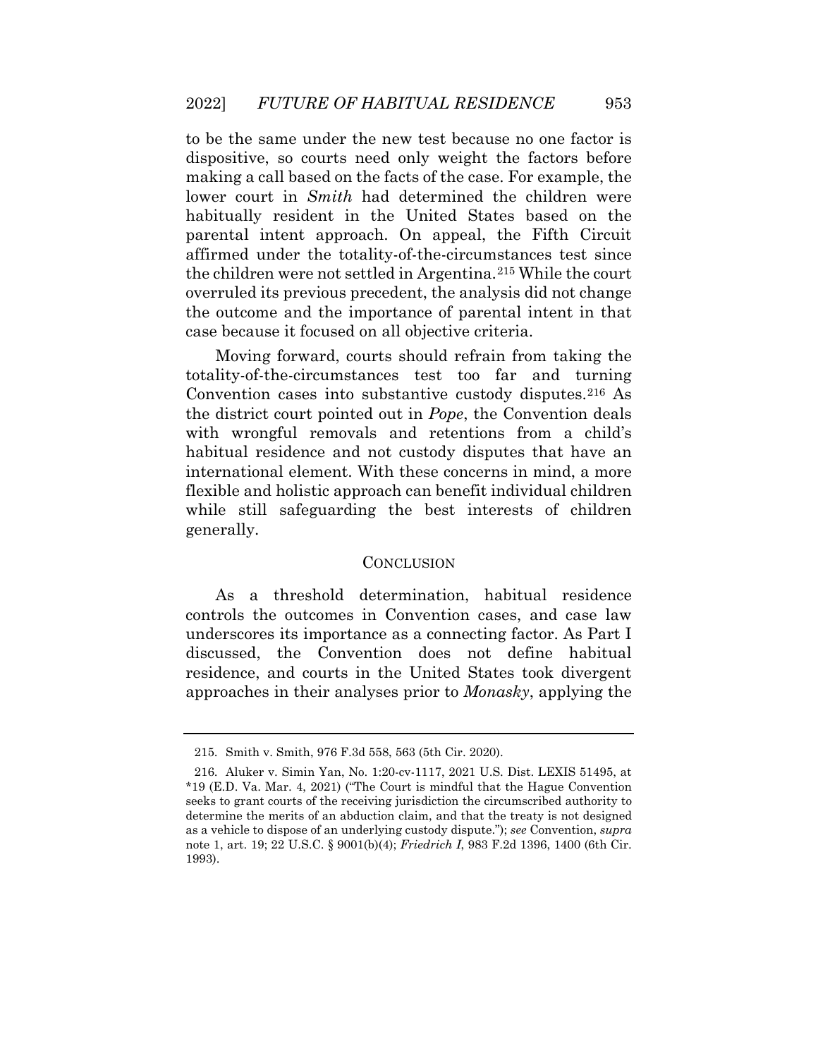to be the same under the new test because no one factor is dispositive, so courts need only weight the factors before making a call based on the facts of the case. For example, the lower court in *Smith* had determined the children were habitually resident in the United States based on the parental intent approach. On appeal, the Fifth Circuit affirmed under the totality-of-the-circumstances test since the children were not settled in Argentina.[215] While the court overruled its previous precedent, the analysis did not change the outcome and the importance of parental intent in that case because it focused on all objective criteria.

Moving forward, courts should refrain from taking the totality-of-the-circumstances test too far and turning Convention cases into substantive custody disputes.[216] As the district court pointed out in *Pope*, the Convention deals with wrongful removals and retentions from a child's habitual residence and not custody disputes that have an international element. With these concerns in mind, a more flexible and holistic approach can benefit individual children while still safeguarding the best interests of children generally.

## CONCLUSION

As a threshold determination, habitual residence controls the outcomes in Convention cases, and case law underscores its importance as a connecting factor. As Part I discussed, the Convention does not define habitual residence, and courts in the United States took divergent approaches in their analyses prior to *Monasky*, applying the

---

215. Smith v. Smith, 976 F.3d 558, 563 (5th Cir. 2020).

216. Aluker v. Simin Yan, No. 1:20-cv-1117, 2021 U.S. Dist. LEXIS 51495, at *19 (E.D. Va. Mar. 4, 2021) ("The Court is mindful that the Hague Convention seeks to grant courts of the receiving jurisdiction the circumscribed authority to determine the merits of an abduction claim, and that the treaty is not designed as a vehicle to dispose of an underlying custody dispute."); *see* Convention, *supra* note 1, art. 19; 22 U.S.C. § 9001(b)(4); *Friedrich I*, 983 F.2d 1396, 1400 (6th Cir. 1993).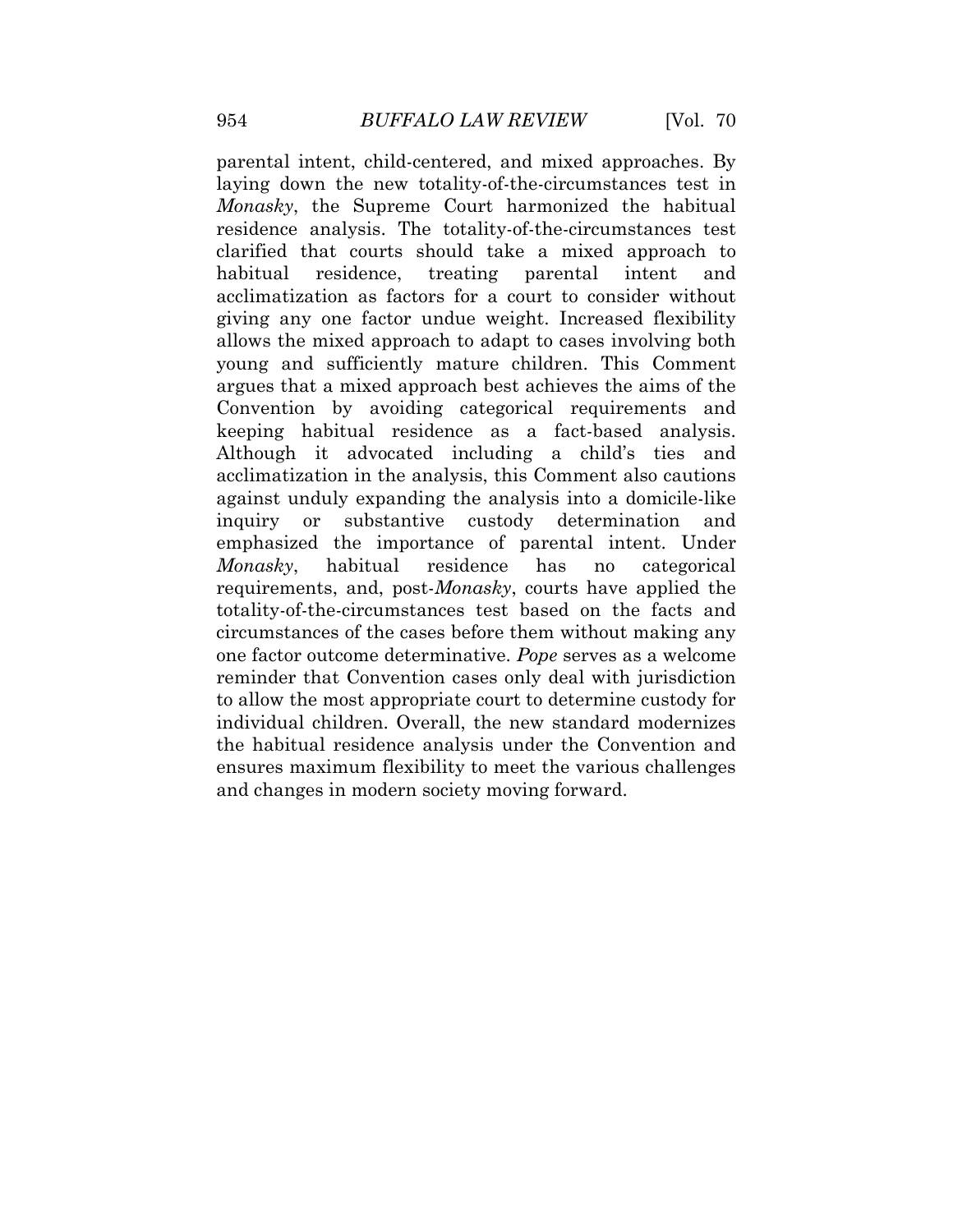parental intent, child-centered, and mixed approaches. By laying down the new totality-of-the-circumstances test in *Monasky*, the Supreme Court harmonized the habitual residence analysis. The totality-of-the-circumstances test clarified that courts should take a mixed approach to habitual residence, treating parental intent and acclimatization as factors for a court to consider without giving any one factor undue weight. Increased flexibility allows the mixed approach to adapt to cases involving both young and sufficiently mature children. This Comment argues that a mixed approach best achieves the aims of the Convention by avoiding categorical requirements and keeping habitual residence as a fact-based analysis. Although it advocated including a child's ties and acclimatization in the analysis, this Comment also cautions against unduly expanding the analysis into a domicile-like inquiry or substantive custody determination and emphasized the importance of parental intent. Under *Monasky*, habitual residence has no categorical requirements, and, post-*Monasky*, courts have applied the totality-of-the-circumstances test based on the facts and circumstances of the cases before them without making any one factor outcome determinative. *Pope* serves as a welcome reminder that Convention cases only deal with jurisdiction to allow the most appropriate court to determine custody for individual children. Overall, the new standard modernizes the habitual residence analysis under the Convention and ensures maximum flexibility to meet the various challenges and changes in modern society moving forward.